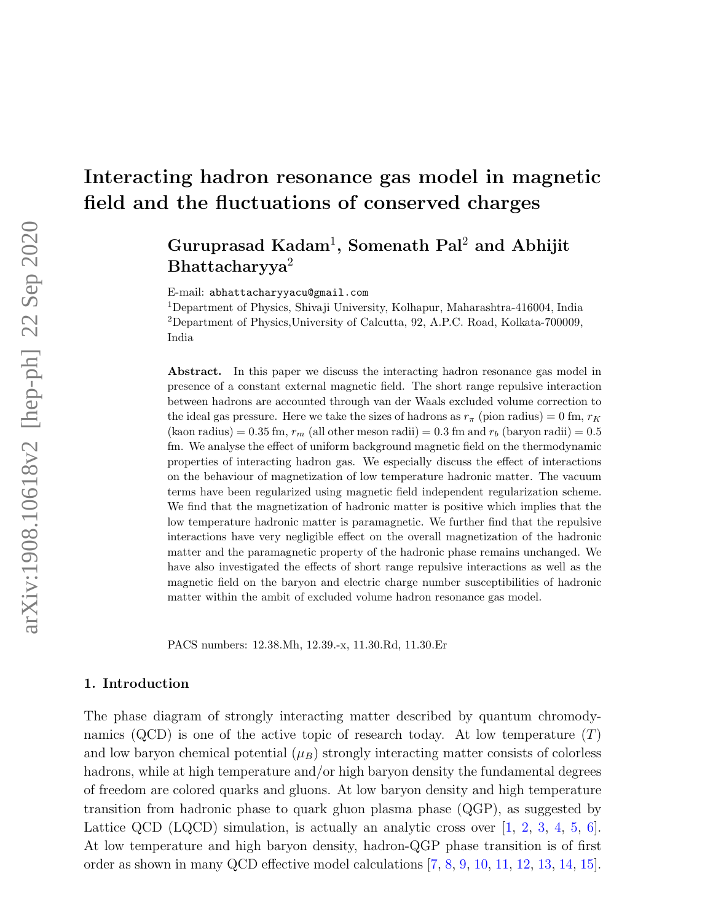# Interacting hadron resonance gas model in magnetic field and the fluctuations of conserved charges

**Guruprasad Kadam**[1], **Somenath Pal**[2] **and Abhijit Bhattacharyya**[2]

E-mail: abhattacharyyacu@gmail.com

[1]Department of Physics, Shivaji University, Kolhapur, Maharashtra-416004, India

[2]Department of Physics,University of Calcutta, 92, A.P.C. Road, Kolkata-700009, India

**Abstract.** In this paper we discuss the interacting hadron resonance gas model in presence of a constant external magnetic field. The short range repulsive interaction between hadrons are accounted through van der Waals excluded volume correction to the ideal gas pressure. Here we take the sizes of hadrons as $r_\pi$ (pion radius) = 0 fm, $r_K$ (kaon radius) = 0.35 fm, $r_m$ (all other meson radii) = 0.3 fm and $r_b$ (baryon radii) = 0.5 fm. We analyse the effect of uniform background magnetic field on the thermodynamic properties of interacting hadron gas. We especially discuss the effect of interactions on the behaviour of magnetization of low temperature hadronic matter. The vacuum terms have been regularized using magnetic field independent regularization scheme. We find that the magnetization of hadronic matter is positive which implies that the low temperature hadronic matter is paramagnetic. We further find that the repulsive interactions have very negligible effect on the overall magnetization of the hadronic matter and the paramagnetic property of the hadronic phase remains unchanged. We have also investigated the effects of short range repulsive interactions as well as the magnetic field on the baryon and electric charge number susceptibilities of hadronic matter within the ambit of excluded volume hadron resonance gas model.

PACS numbers: 12.38.Mh, 12.39.-x, 11.30.Rd, 11.30.Er

## 1. Introduction

The phase diagram of strongly interacting matter described by quantum chromodynamics (QCD) is one of the active topic of research today. At low temperature ($T$) and low baryon chemical potential ($\mu_B$) strongly interacting matter consists of colorless hadrons, while at high temperature and/or high baryon density the fundamental degrees of freedom are colored quarks and gluons. At low baryon density and high temperature transition from hadronic phase to quark gluon plasma phase (QGP), as suggested by Lattice QCD (LQCD) simulation, is actually an analytic cross over [1, 2, 3, 4, 5, 6]. At low temperature and high baryon density, hadron-QGP phase transition is of first order as shown in many QCD effective model calculations [7, 8, 9, 10, 11, 12, 13, 14, 15].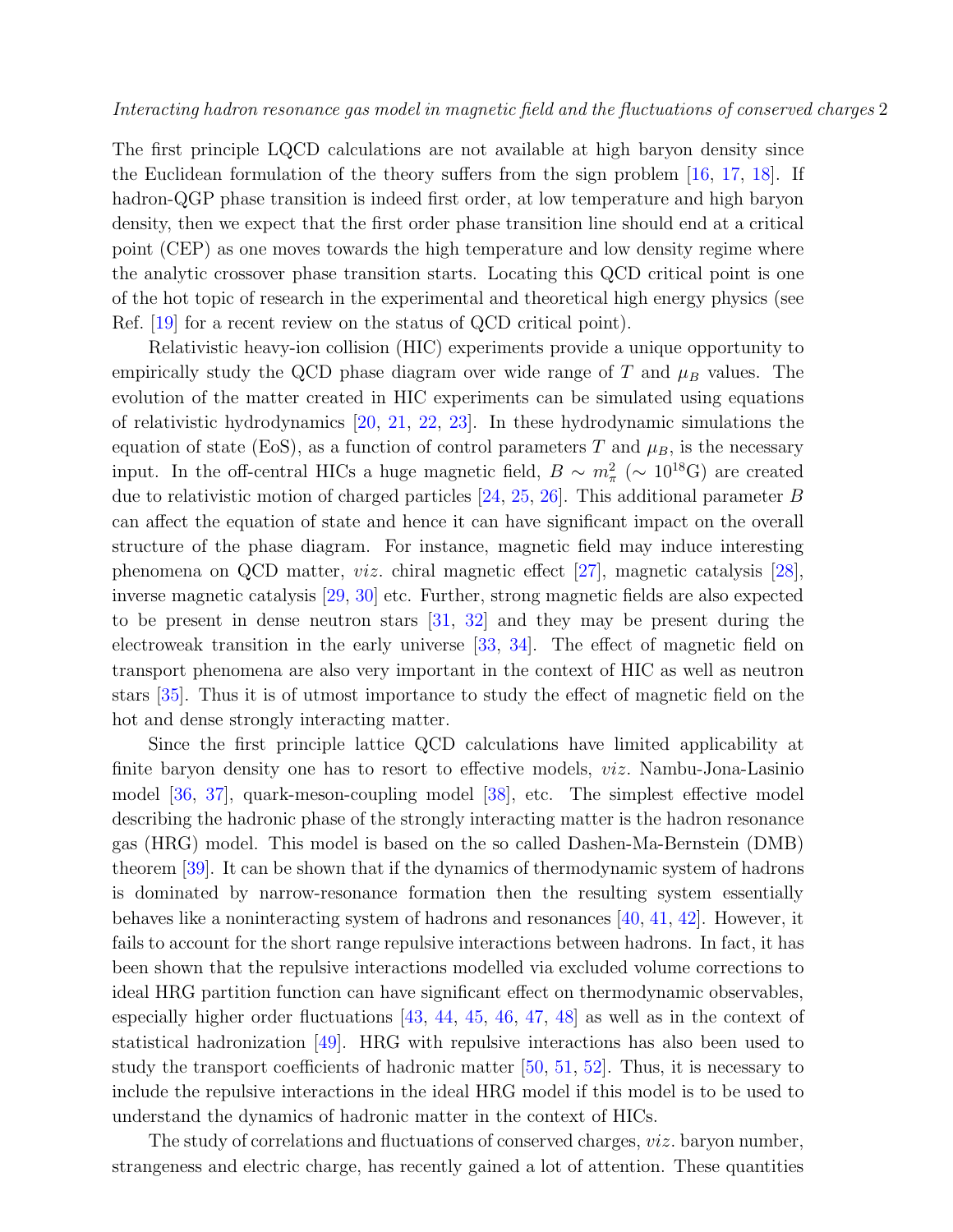The first principle LQCD calculations are not available at high baryon density since the Euclidean formulation of the theory suffers from the sign problem [16, 17, 18]. If hadron-QGP phase transition is indeed first order, at low temperature and high baryon density, then we expect that the first order phase transition line should end at a critical point (CEP) as one moves towards the high temperature and low density regime where the analytic crossover phase transition starts. Locating this QCD critical point is one of the hot topic of research in the experimental and theoretical high energy physics (see Ref. [19] for a recent review on the status of QCD critical point).

Relativistic heavy-ion collision (HIC) experiments provide a unique opportunity to empirically study the QCD phase diagram over wide range of $T$ and $\mu_B$ values. The evolution of the matter created in HIC experiments can be simulated using equations of relativistic hydrodynamics [20, 21, 22, 23]. In these hydrodynamic simulations the equation of state (EoS), as a function of control parameters $T$ and $\mu_B$, is the necessary input. In the off-central HICs a huge magnetic field, $B \sim m_\pi^2$ ($\sim 10^{18}$G) are created due to relativistic motion of charged particles [24, 25, 26]. This additional parameter $B$ can affect the equation of state and hence it can have significant impact on the overall structure of the phase diagram. For instance, magnetic field may induce interesting phenomena on QCD matter, *viz.* chiral magnetic effect [27], magnetic catalysis [28], inverse magnetic catalysis [29, 30] etc. Further, strong magnetic fields are also expected to be present in dense neutron stars [31, 32] and they may be present during the electroweak transition in the early universe [33, 34]. The effect of magnetic field on transport phenomena are also very important in the context of HIC as well as neutron stars [35]. Thus it is of utmost importance to study the effect of magnetic field on the hot and dense strongly interacting matter.

Since the first principle lattice QCD calculations have limited applicability at finite baryon density one has to resort to effective models, *viz.* Nambu-Jona-Lasinio model [36, 37], quark-meson-coupling model [38], etc. The simplest effective model describing the hadronic phase of the strongly interacting matter is the hadron resonance gas (HRG) model. This model is based on the so called Dashen-Ma-Bernstein (DMB) theorem [39]. It can be shown that if the dynamics of thermodynamic system of hadrons is dominated by narrow-resonance formation then the resulting system essentially behaves like a noninteracting system of hadrons and resonances [40, 41, 42]. However, it fails to account for the short range repulsive interactions between hadrons. In fact, it has been shown that the repulsive interactions modelled via excluded volume corrections to ideal HRG partition function can have significant effect on thermodynamic observables, especially higher order fluctuations [43, 44, 45, 46, 47, 48] as well as in the context of statistical hadronization [49]. HRG with repulsive interactions has also been used to study the transport coefficients of hadronic matter [50, 51, 52]. Thus, it is necessary to include the repulsive interactions in the ideal HRG model if this model is to be used to understand the dynamics of hadronic matter in the context of HICs.

The study of correlations and fluctuations of conserved charges, *viz.* baryon number, strangeness and electric charge, has recently gained a lot of attention. These quantities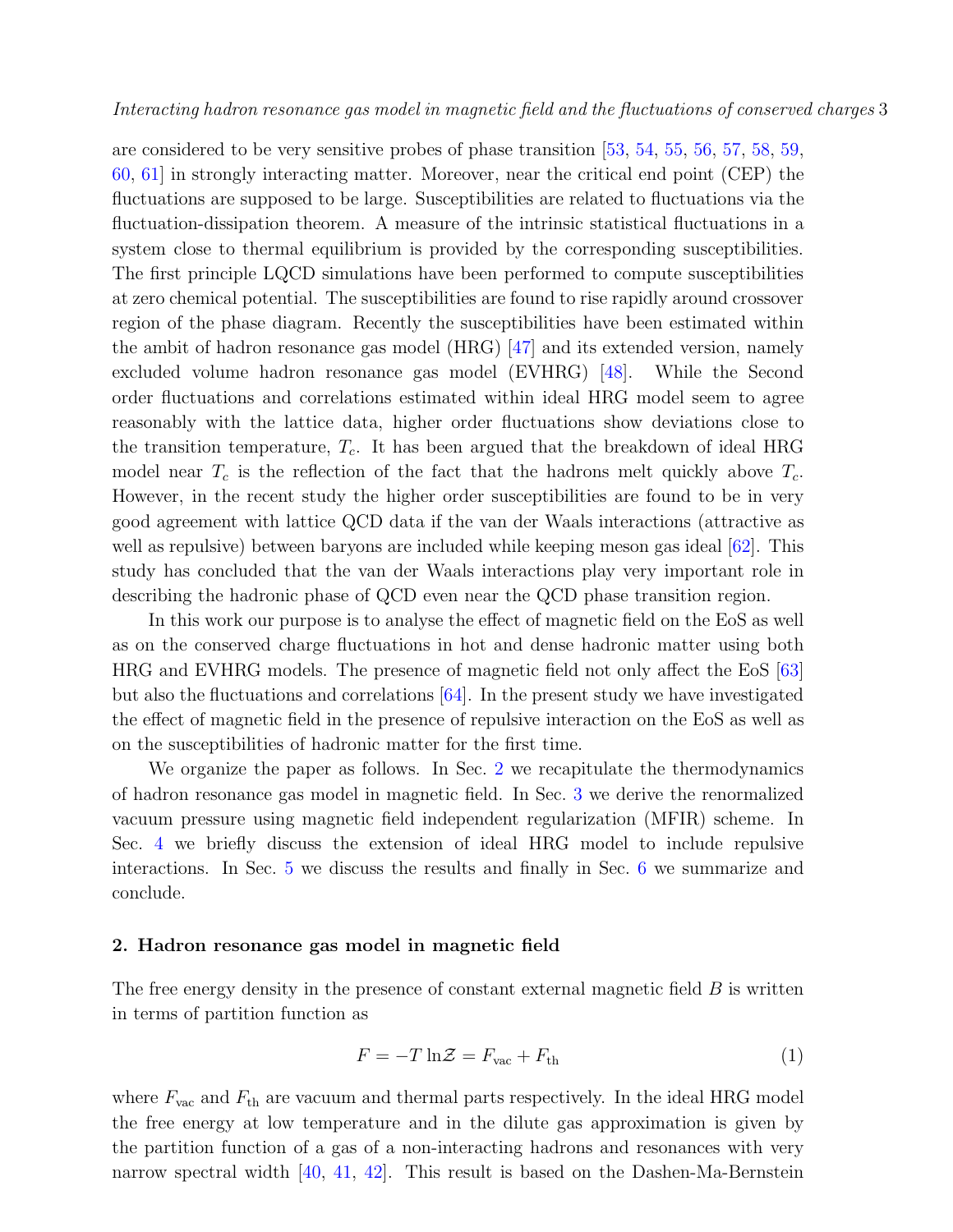are considered to be very sensitive probes of phase transition [53, 54, 55, 56, 57, 58, 59, 60, 61] in strongly interacting matter. Moreover, near the critical end point (CEP) the fluctuations are supposed to be large. Susceptibilities are related to fluctuations via the fluctuation-dissipation theorem. A measure of the intrinsic statistical fluctuations in a system close to thermal equilibrium is provided by the corresponding susceptibilities. The first principle LQCD simulations have been performed to compute susceptibilities at zero chemical potential. The susceptibilities are found to rise rapidly around crossover region of the phase diagram. Recently the susceptibilities have been estimated within the ambit of hadron resonance gas model (HRG) [47] and its extended version, namely excluded volume hadron resonance gas model (EVHRG) [48]. While the Second order fluctuations and correlations estimated within ideal HRG model seem to agree reasonably with the lattice data, higher order fluctuations show deviations close to the transition temperature, $T_c$. It has been argued that the breakdown of ideal HRG model near $T_c$ is the reflection of the fact that the hadrons melt quickly above $T_c$. However, in the recent study the higher order susceptibilities are found to be in very good agreement with lattice QCD data if the van der Waals interactions (attractive as well as repulsive) between baryons are included while keeping meson gas ideal [62]. This study has concluded that the van der Waals interactions play very important role in describing the hadronic phase of QCD even near the QCD phase transition region.

In this work our purpose is to analyse the effect of magnetic field on the EoS as well as on the conserved charge fluctuations in hot and dense hadronic matter using both HRG and EVHRG models. The presence of magnetic field not only affect the EoS [63] but also the fluctuations and correlations [64]. In the present study we have investigated the effect of magnetic field in the presence of repulsive interaction on the EoS as well as on the susceptibilities of hadronic matter for the first time.

We organize the paper as follows. In Sec. 2 we recapitulate the thermodynamics of hadron resonance gas model in magnetic field. In Sec. 3 we derive the renormalized vacuum pressure using magnetic field independent regularization (MFIR) scheme. In Sec. 4 we briefly discuss the extension of ideal HRG model to include repulsive interactions. In Sec. 5 we discuss the results and finally in Sec. 6 we summarize and conclude.

## 2. Hadron resonance gas model in magnetic field

The free energy density in the presence of constant external magnetic field $B$ is written in terms of partition function as

$$F = -T\,\ln\mathcal{Z} = F_{\rm vac} + F_{\rm th} \tag{1}$$

where $F_{\rm vac}$ and $F_{\rm th}$ are vacuum and thermal parts respectively. In the ideal HRG model the free energy at low temperature and in the dilute gas approximation is given by the partition function of a gas of a non-interacting hadrons and resonances with very narrow spectral width [40, 41, 42]. This result is based on the Dashen-Ma-Bernstein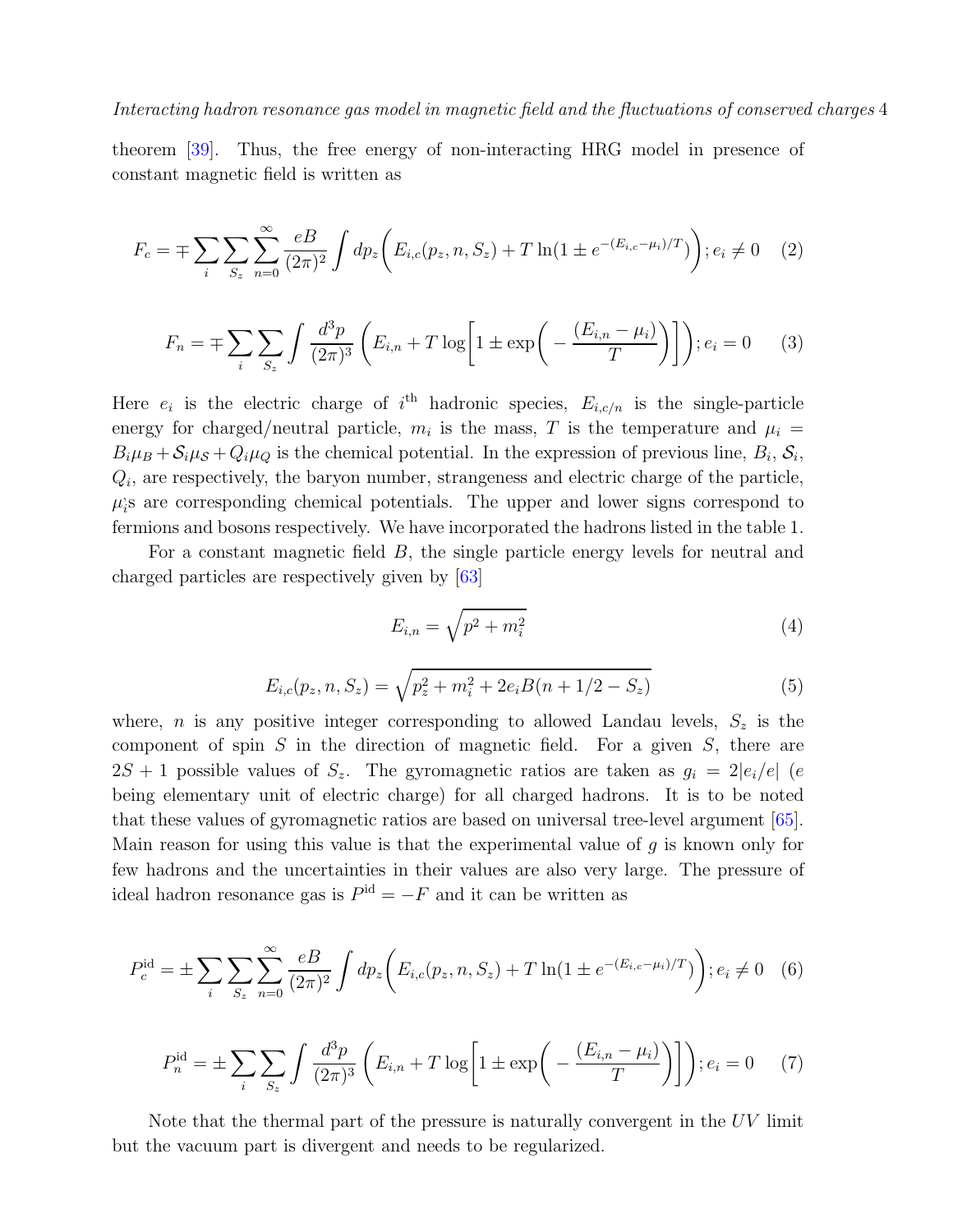theorem [39]. Thus, the free energy of non-interacting HRG model in presence of constant magnetic field is written as

$$F_c = \mp \sum_i \sum_{S_z} \sum_{n=0}^{\infty} \frac{eB}{(2\pi)^2} \int dp_z \bigg( E_{i,c}(p_z, n, S_z) + T \ln(1 \pm e^{-(E_{i,c} - \mu_i)/T}) \bigg); e_i \neq 0 \quad (2)$$

$$F_n = \mp \sum_i \sum_{S_z} \int \frac{d^3p}{(2\pi)^3} \left( E_{i,n} + T \log\bigg[1 \pm \exp\bigg( - \frac{(E_{i,n} - \mu_i)}{T}\bigg)\bigg]\right); e_i = 0 \quad (3)$$

Here $e_i$ is the electric charge of $i^{\text{th}}$ hadronic species, $E_{i,c/n}$ is the single-particle energy for charged/neutral particle, $m_i$ is the mass, $T$ is the temperature and $\mu_i = B_i\mu_B + \mathcal{S}_i\mu_{\mathcal{S}} + Q_i\mu_Q$ is the chemical potential. In the expression of previous line, $B_i$, $\mathcal{S}_i$, $Q_i$, are respectively, the baryon number, strangeness and electric charge of the particle, $\mu_i$s are corresponding chemical potentials. The upper and lower signs correspond to fermions and bosons respectively. We have incorporated the hadrons listed in the table 1.

For a constant magnetic field $B$, the single particle energy levels for neutral and charged particles are respectively given by [63]

$$E_{i,n} = \sqrt{p^2 + m_i^2} \quad (4)$$

$$E_{i,c}(p_z, n, S_z) = \sqrt{p_z^2 + m_i^2 + 2e_iB(n + 1/2 - S_z)} \quad (5)$$

where, $n$ is any positive integer corresponding to allowed Landau levels, $S_z$ is the component of spin $S$ in the direction of magnetic field. For a given $S$, there are $2S + 1$ possible values of $S_z$. The gyromagnetic ratios are taken as $g_i = 2|e_i/e|$ ($e$ being elementary unit of electric charge) for all charged hadrons. It is to be noted that these values of gyromagnetic ratios are based on universal tree-level argument [65]. Main reason for using this value is that the experimental value of $g$ is known only for few hadrons and the uncertainties in their values are also very large. The pressure of ideal hadron resonance gas is $P^{\text{id}} = -F$ and it can be written as

$$P_c^{\text{id}} = \pm \sum_i \sum_{S_z} \sum_{n=0}^{\infty} \frac{eB}{(2\pi)^2} \int dp_z \bigg( E_{i,c}(p_z, n, S_z) + T \ln(1 \pm e^{-(E_{i,c} - \mu_i)/T}) \bigg); e_i \neq 0 \quad (6)$$

$$P_n^{\text{id}} = \pm \sum_i \sum_{S_z} \int \frac{d^3p}{(2\pi)^3} \left( E_{i,n} + T \log\bigg[1 \pm \exp\bigg( - \frac{(E_{i,n} - \mu_i)}{T}\bigg)\bigg]\right); e_i = 0 \quad (7)$$

Note that the thermal part of the pressure is naturally convergent in the $UV$ limit but the vacuum part is divergent and needs to be regularized.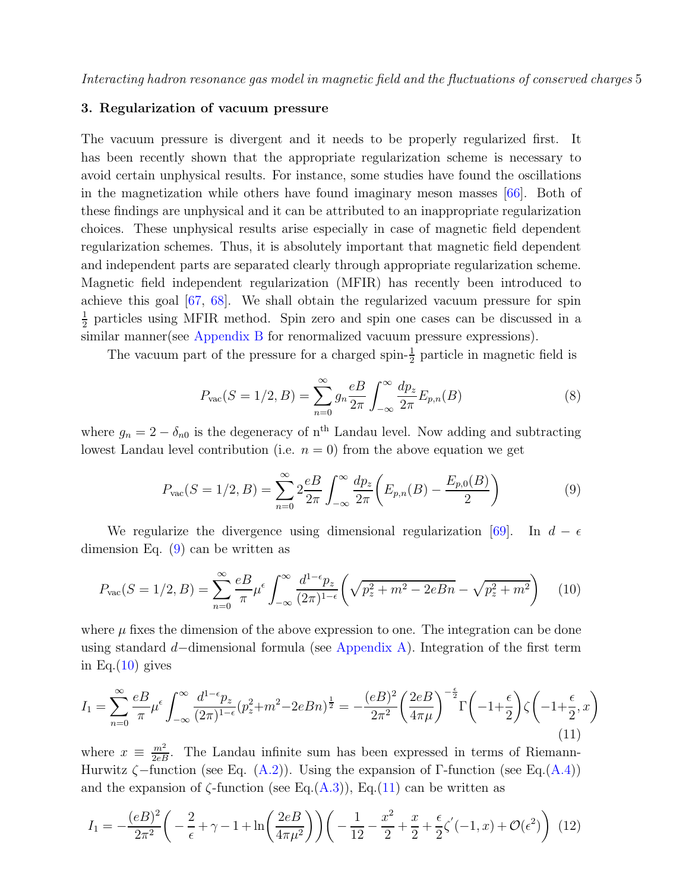## 3. Regularization of vacuum pressure

The vacuum pressure is divergent and it needs to be properly regularized first. It has been recently shown that the appropriate regularization scheme is necessary to avoid certain unphysical results. For instance, some studies have found the oscillations in the magnetization while others have found imaginary meson masses [66]. Both of these findings are unphysical and it can be attributed to an inappropriate regularization choices. These unphysical results arise especially in case of magnetic field dependent regularization schemes. Thus, it is absolutely important that magnetic field dependent and independent parts are separated clearly through appropriate regularization scheme. Magnetic field independent regularization (MFIR) has recently been introduced to achieve this goal [67, 68]. We shall obtain the regularized vacuum pressure for spin $\frac{1}{2}$ particles using MFIR method. Spin zero and spin one cases can be discussed in a similar manner(see Appendix B for renormalized vacuum pressure expressions).

The vacuum part of the pressure for a charged spin-$\frac{1}{2}$ particle in magnetic field is

$$P_{\rm vac}(S=1/2,B)=\sum_{n=0}^{\infty}g_n\frac{eB}{2\pi}\int_{-\infty}^{\infty}\frac{dp_z}{2\pi}E_{p,n}(B) \tag{8}$$

where $g_n=2-\delta_{n0}$ is the degeneracy of n$^{\rm th}$ Landau level. Now adding and subtracting lowest Landau level contribution (i.e. $n=0$) from the above equation we get

$$P_{\rm vac}(S=1/2,B)=\sum_{n=0}^{\infty}2\frac{eB}{2\pi}\int_{-\infty}^{\infty}\frac{dp_z}{2\pi}\bigg(E_{p,n}(B)-\frac{E_{p,0}(B)}{2}\bigg) \tag{9}$$

We regularize the divergence using dimensional regularization [69]. In $d-\epsilon$ dimension Eq. (9) can be written as

$$P_{\rm vac}(S=1/2,B)=\sum_{n=0}^{\infty}\frac{eB}{\pi}\mu^{\epsilon}\int_{-\infty}^{\infty}\frac{d^{1-\epsilon}p_z}{(2\pi)^{1-\epsilon}}\bigg(\sqrt{p_z^2+m^2-2eBn}-\sqrt{p_z^2+m^2}\bigg) \tag{10}$$

where $\mu$ fixes the dimension of the above expression to one. The integration can be done using standard $d-$dimensional formula (see Appendix A). Integration of the first term in Eq.(10) gives

$$I_1=\sum_{n=0}^{\infty}\frac{eB}{\pi}\mu^{\epsilon}\int_{-\infty}^{\infty}\frac{d^{1-\epsilon}p_z}{(2\pi)^{1-\epsilon}}(p_z^2+m^2-2eBn)^{\frac{1}{2}}=-\frac{(eB)^2}{2\pi^2}\bigg(\frac{2eB}{4\pi\mu}\bigg)^{-\frac{\epsilon}{2}}\Gamma\bigg(-1+\frac{\epsilon}{2}\bigg)\zeta\bigg(-1+\frac{\epsilon}{2},x\bigg) \tag{11}$$

where $x\equiv\frac{m^2}{2eB}$. The Landau infinite sum has been expressed in terms of Riemann-Hurwitz $\zeta-$function (see Eq. (A.2)). Using the expansion of $\Gamma$-function (see Eq.(A.4)) and the expansion of $\zeta$-function (see Eq.(A.3)), Eq.(11) can be written as

$$I_1=-\frac{(eB)^2}{2\pi^2}\bigg(-\frac{2}{\epsilon}+\gamma-1+\ln\bigg(\frac{2eB}{4\pi\mu^2}\bigg)\bigg)\bigg(-\frac{1}{12}-\frac{x^2}{2}+\frac{x}{2}+\frac{\epsilon}{2}\zeta^{'}(-1,x)+\mathcal{O}(\epsilon^2)\bigg) \tag{12}$$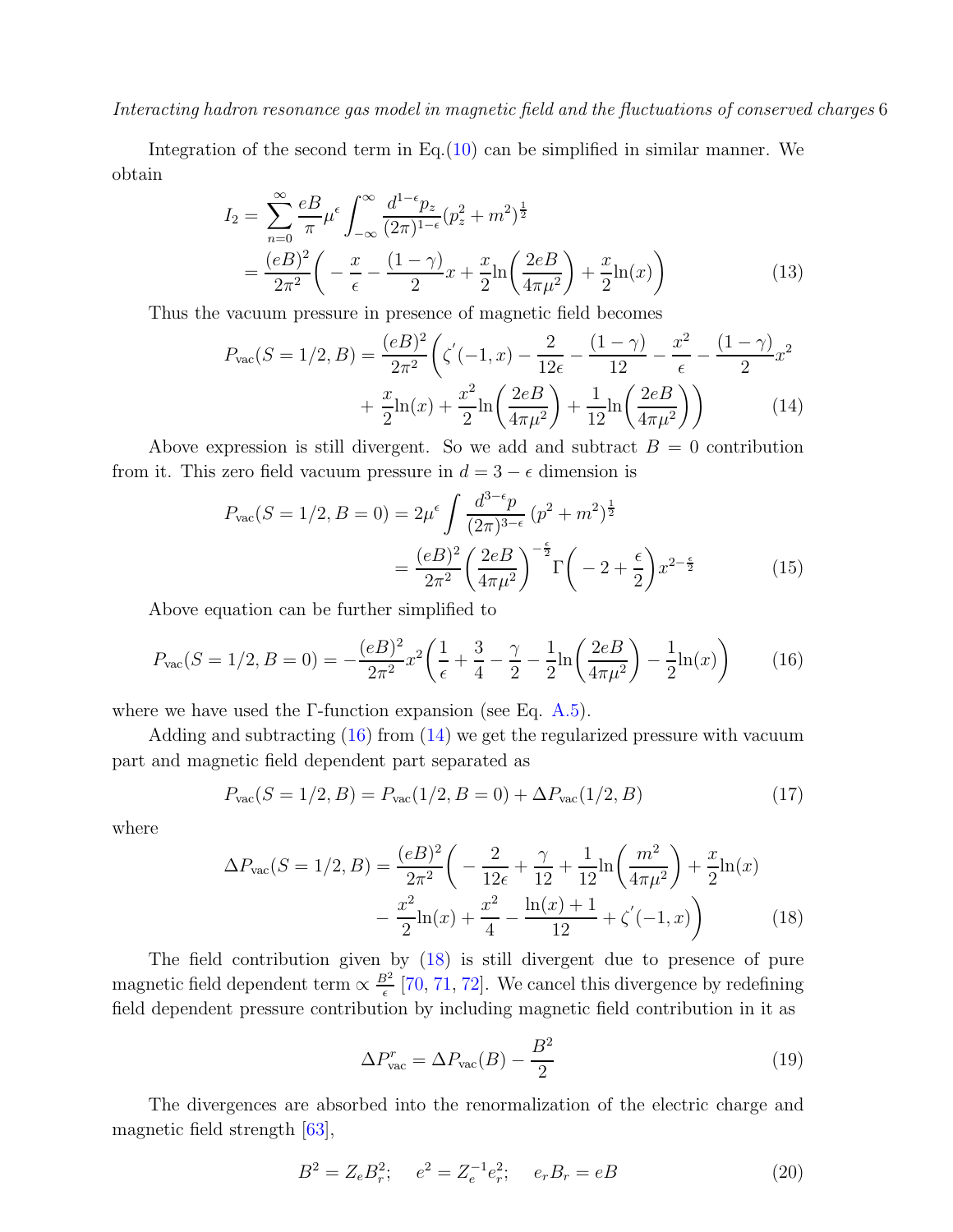Integration of the second term in Eq.(10) can be simplified in similar manner. We obtain

$$
\begin{aligned}
I_2 &= \sum_{n=0}^{\infty} \frac{eB}{\pi} \mu^{\epsilon} \int_{-\infty}^{\infty} \frac{d^{1-\epsilon} p_z}{(2\pi)^{1-\epsilon}} (p_z^2 + m^2)^{\frac{1}{2}} \\
&= \frac{(eB)^2}{2\pi^2} \bigg( -\frac{x}{\epsilon} - \frac{(1-\gamma)}{2} x + \frac{x}{2} \ln\bigg(\frac{2eB}{4\pi\mu^2}\bigg) + \frac{x}{2} \ln(x) \bigg)
\end{aligned}
\tag{13}
$$

Thus the vacuum pressure in presence of magnetic field becomes

$$
\begin{aligned}
P_{\rm vac}(S=1/2, B) = \frac{(eB)^2}{2\pi^2} \bigg( & \zeta'(-1, x) - \frac{2}{12\epsilon} - \frac{(1-\gamma)}{12} - \frac{x^2}{\epsilon} - \frac{(1-\gamma)}{2} x^2 \\
&+ \frac{x}{2} \ln(x) + \frac{x^2}{2} \ln\bigg(\frac{2eB}{4\pi\mu^2}\bigg) + \frac{1}{12} \ln\bigg(\frac{2eB}{4\pi\mu^2}\bigg) \bigg)
\end{aligned}
\tag{14}
$$

Above expression is still divergent. So we add and subtract $B = 0$ contribution from it. This zero field vacuum pressure in $d = 3 - \epsilon$ dimension is

$$
\begin{aligned}
P_{\rm vac}(S=1/2, B=0) &= 2\mu^{\epsilon} \int \frac{d^{3-\epsilon} p}{(2\pi)^{3-\epsilon}} \, (p^2 + m^2)^{\frac{1}{2}} \\
&= \frac{(eB)^2}{2\pi^2} \bigg( \frac{2eB}{4\pi\mu^2} \bigg)^{-\frac{\epsilon}{2}} \Gamma\bigg( -2 + \frac{\epsilon}{2} \bigg) x^{2-\frac{\epsilon}{2}}
\end{aligned}
\tag{15}
$$

Above equation can be further simplified to

$$
P_{\rm vac}(S=1/2, B=0) = -\frac{(eB)^2}{2\pi^2} x^2 \bigg( \frac{1}{\epsilon} + \frac{3}{4} - \frac{\gamma}{2} - \frac{1}{2} \ln\bigg(\frac{2eB}{4\pi\mu^2}\bigg) - \frac{1}{2} \ln(x) \bigg) \tag{16}
$$

where we have used the Γ-function expansion (see Eq. A.5).

Adding and subtracting (16) from (14) we get the regularized pressure with vacuum part and magnetic field dependent part separated as

$$
P_{\rm vac}(S=1/2, B) = P_{\rm vac}(1/2, B=0) + \Delta P_{\rm vac}(1/2, B) \tag{17}
$$

where

$$
\begin{aligned}
\Delta P_{\rm vac}(S=1/2, B) = \frac{(eB)^2}{2\pi^2} \bigg( & -\frac{2}{12\epsilon} + \frac{\gamma}{12} + \frac{1}{12} \ln\bigg(\frac{m^2}{4\pi\mu^2}\bigg) + \frac{x}{2} \ln(x) \\
& - \frac{x^2}{2} \ln(x) + \frac{x^2}{4} - \frac{\ln(x) + 1}{12} + \zeta'(-1, x) \bigg)
\end{aligned}
\tag{18}
$$

The field contribution given by (18) is still divergent due to presence of pure magnetic field dependent term $\propto \frac{B^2}{\epsilon}$ [70, 71, 72]. We cancel this divergence by redefining field dependent pressure contribution by including magnetic field contribution in it as

$$
\Delta P_{\rm vac}^{r} = \Delta P_{\rm vac}(B) - \frac{B^2}{2} \tag{19}
$$

The divergences are absorbed into the renormalization of the electric charge and magnetic field strength [63],

$$
B^2 = Z_e B_r^2; \quad e^2 = Z_e^{-1} e_r^2; \quad e_r B_r = eB \tag{20}
$$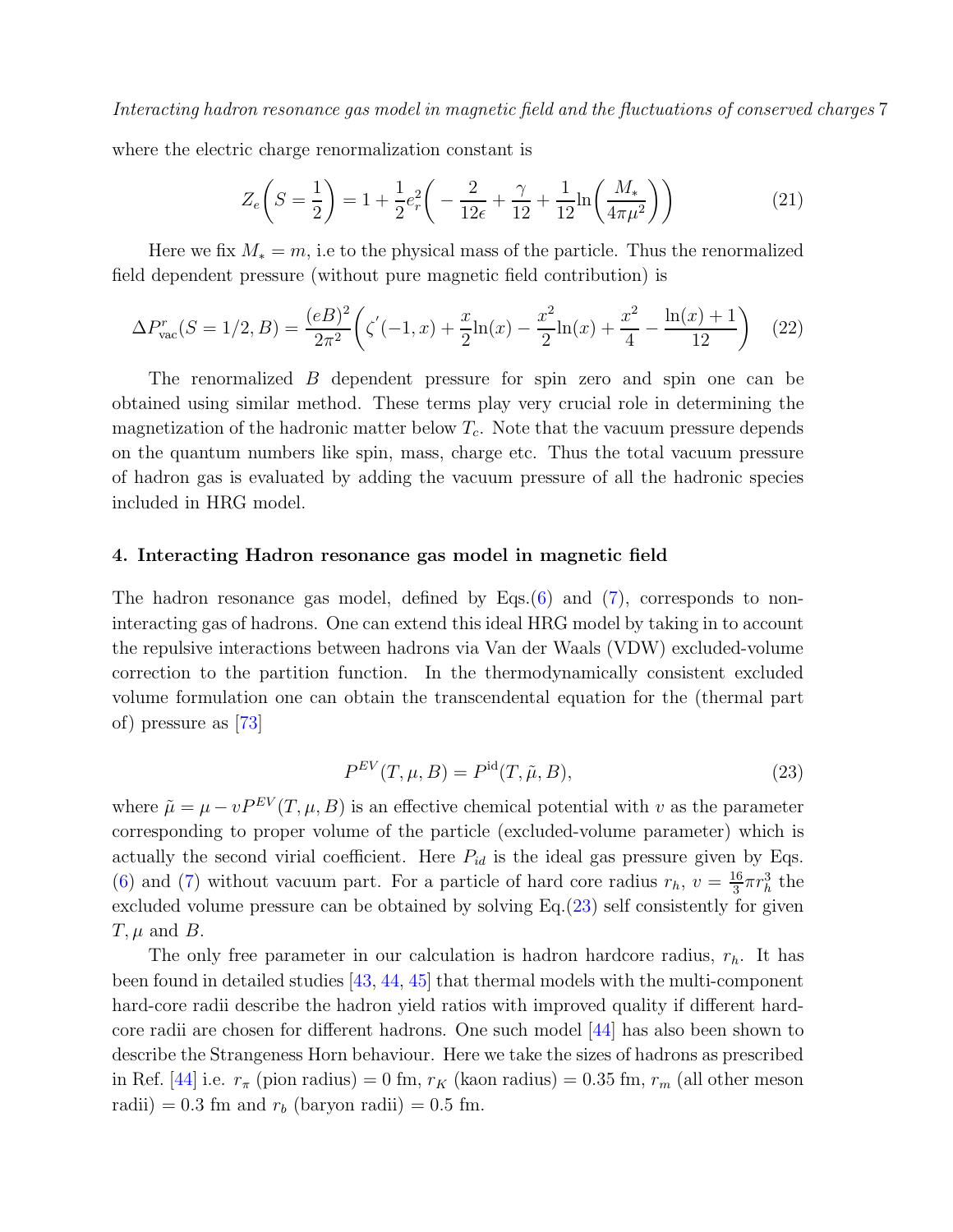where the electric charge renormalization constant is

$$Z_e\left(S = \frac{1}{2}\right) = 1 + \frac{1}{2}e_r^2\left( -\frac{2}{12\epsilon} + \frac{\gamma}{12} + \frac{1}{12}\ln\left(\frac{M_*}{4\pi\mu^2}\right)\right) \tag{21}$$

Here we fix $M_* = m$, i.e to the physical mass of the particle. Thus the renormalized field dependent pressure (without pure magnetic field contribution) is

$$\Delta P^r_{\rm vac}(S = 1/2, B) = \frac{(eB)^2}{2\pi^2}\left(\zeta^{'}(-1, x) + \frac{x}{2}\ln(x) - \frac{x^2}{2}\ln(x) + \frac{x^2}{4} - \frac{\ln(x) + 1}{12}\right) \tag{22}$$

The renormalized $B$ dependent pressure for spin zero and spin one can be obtained using similar method. These terms play very crucial role in determining the magnetization of the hadronic matter below $T_c$. Note that the vacuum pressure depends on the quantum numbers like spin, mass, charge etc. Thus the total vacuum pressure of hadron gas is evaluated by adding the vacuum pressure of all the hadronic species included in HRG model.

## 4. Interacting Hadron resonance gas model in magnetic field

The hadron resonance gas model, defined by Eqs.(6) and (7), corresponds to non-interacting gas of hadrons. One can extend this ideal HRG model by taking in to account the repulsive interactions between hadrons via Van der Waals (VDW) excluded-volume correction to the partition function. In the thermodynamically consistent excluded volume formulation one can obtain the transcendental equation for the (thermal part of) pressure as [73]

$$P^{EV}(T, \mu, B) = P^{\rm id}(T, \tilde{\mu}, B), \tag{23}$$

where $\tilde{\mu} = \mu - vP^{EV}(T, \mu, B)$ is an effective chemical potential with $v$ as the parameter corresponding to proper volume of the particle (excluded-volume parameter) which is actually the second virial coefficient. Here $P_{id}$ is the ideal gas pressure given by Eqs. (6) and (7) without vacuum part. For a particle of hard core radius $r_h$, $v = \frac{16}{3}\pi r_h^3$ the excluded volume pressure can be obtained by solving Eq.(23) self consistently for given $T, \mu$ and $B$.

The only free parameter in our calculation is hadron hardcore radius, $r_h$. It has been found in detailed studies [43, 44, 45] that thermal models with the multi-component hard-core radii describe the hadron yield ratios with improved quality if different hard-core radii are chosen for different hadrons. One such model [44] has also been shown to describe the Strangeness Horn behaviour. Here we take the sizes of hadrons as prescribed in Ref. [44] i.e. $r_\pi$ (pion radius) = 0 fm, $r_K$ (kaon radius) = 0.35 fm, $r_m$ (all other meson radii) = 0.3 fm and $r_b$ (baryon radii) = 0.5 fm.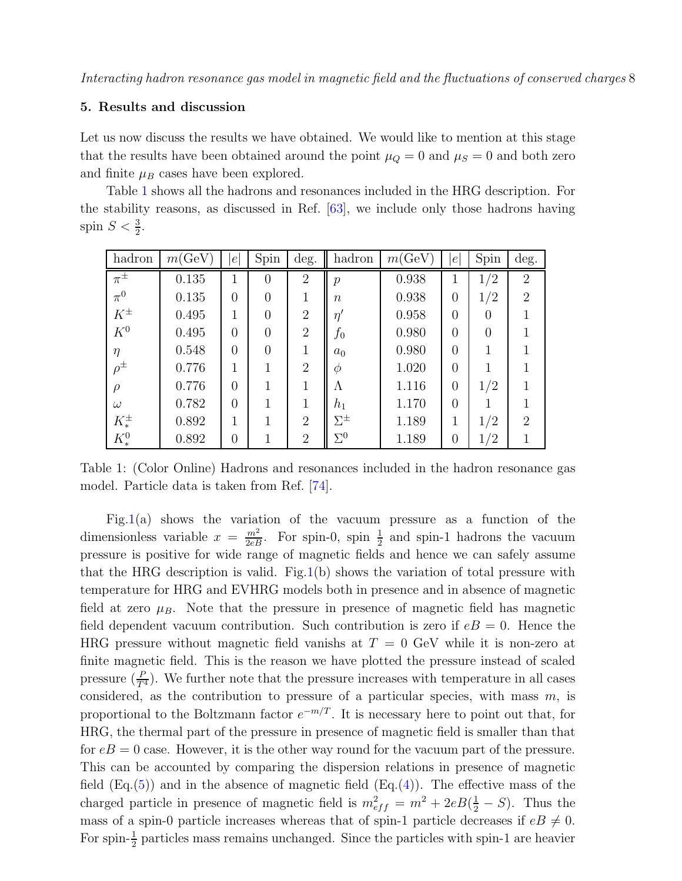## 5. Results and discussion

Let us now discuss the results we have obtained. We would like to mention at this stage that the results have been obtained around the point $\mu_Q = 0$ and $\mu_S = 0$ and both zero and finite $\mu_B$ cases have been explored.

Table 1 shows all the hadrons and resonances included in the HRG description. For the stability reasons, as discussed in Ref. [63], we include only those hadrons having spin $S < \frac{3}{2}$.

| hadron | $m$(GeV) | $\|e\|$ | Spin | deg. | hadron | $m$(GeV) | $\|e\|$ | Spin | deg. |
|---|---|---|---|---|---|---|---|---|---|
| $\pi^{\pm}$ | 0.135 | 1 | 0 | 2 | $p$ | 0.938 | 1 | 1/2 | 2 |
| $\pi^0$ | 0.135 | 0 | 0 | 1 | $n$ | 0.938 | 0 | 1/2 | 2 |
| $K^{\pm}$ | 0.495 | 1 | 0 | 2 | $\eta'$ | 0.958 | 0 | 0 | 1 |
| $K^0$ | 0.495 | 0 | 0 | 2 | $f_0$ | 0.980 | 0 | 0 | 1 |
| $\eta$ | 0.548 | 0 | 0 | 1 | $a_0$ | 0.980 | 0 | 1 | 1 |
| $\rho^{\pm}$ | 0.776 | 1 | 1 | 2 | $\phi$ | 1.020 | 0 | 1 | 1 |
| $\rho$ | 0.776 | 0 | 1 | 1 | $\Lambda$ | 1.116 | 0 | 1/2 | 1 |
| $\omega$ | 0.782 | 0 | 1 | 1 | $h_1$ | 1.170 | 0 | 1 | 1 |
| $K_*^{\pm}$ | 0.892 | 1 | 1 | 2 | $\Sigma^{\pm}$ | 1.189 | 1 | 1/2 | 2 |
| $K_*^0$ | 0.892 | 0 | 1 | 2 | $\Sigma^0$ | 1.189 | 0 | 1/2 | 1 |

Table 1: (Color Online) Hadrons and resonances included in the hadron resonance gas model. Particle data is taken from Ref. [74].

Fig.1(a) shows the variation of the vacuum pressure as a function of the dimensionless variable $x = \frac{m^2}{2eB}$. For spin-0, spin $\frac{1}{2}$ and spin-1 hadrons the vacuum pressure is positive for wide range of magnetic fields and hence we can safely assume that the HRG description is valid. Fig.1(b) shows the variation of total pressure with temperature for HRG and EVHRG models both in presence and in absence of magnetic field at zero $\mu_B$. Note that the pressure in presence of magnetic field has magnetic field dependent vacuum contribution. Such contribution is zero if $eB = 0$. Hence the HRG pressure without magnetic field vanishes at $T = 0$ GeV while it is non-zero at finite magnetic field. This is the reason we have plotted the pressure instead of scaled pressure ($\frac{P}{T^4}$). We further note that the pressure increases with temperature in all cases considered, as the contribution to pressure of a particular species, with mass $m$, is proportional to the Boltzmann factor $e^{-m/T}$. It is necessary here to point out that, for HRG, the thermal part of the pressure in presence of magnetic field is smaller than that for $eB = 0$ case. However, it is the other way round for the vacuum part of the pressure. This can be accounted by comparing the dispersion relations in presence of magnetic field (Eq.(5)) and in the absence of magnetic field (Eq.(4)). The effective mass of the charged particle in presence of magnetic field is $m_{eff}^2 = m^2 + 2eB(\frac{1}{2} - S)$. Thus the mass of a spin-0 particle increases whereas that of spin-1 particle decreases if $eB \neq 0$. For spin-$\frac{1}{2}$ particles mass remains unchanged. Since the particles with spin-1 are heavier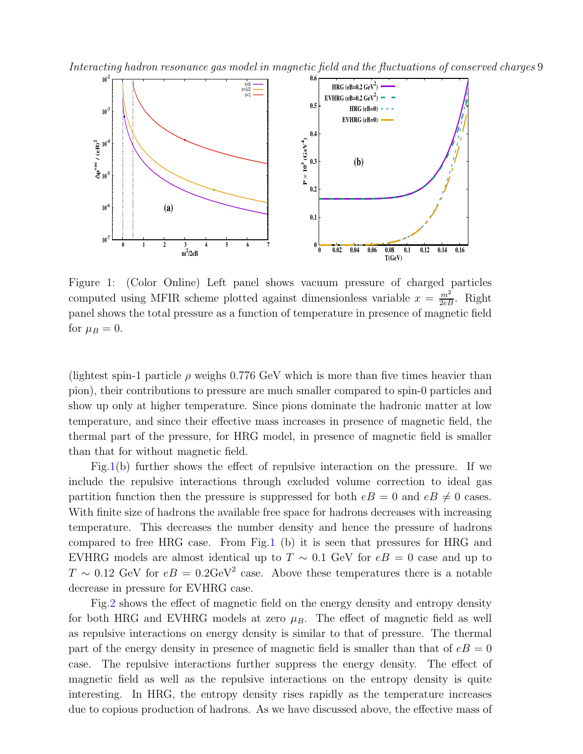Figure 1: (Color Online) Left panel shows vacuum pressure of charged particles computed using MFIR scheme plotted against dimensionless variable $x = \frac{m^2}{2eB}$. Right panel shows the total pressure as a function of temperature in presence of magnetic field for $\mu_B = 0$.

(lightest spin-1 particle $\rho$ weighs 0.776 GeV which is more than five times heavier than pion), their contributions to pressure are much smaller compared to spin-0 particles and show up only at higher temperature. Since pions dominate the hadronic matter at low temperature, and since their effective mass increases in presence of magnetic field, the thermal part of the pressure, for HRG model, in presence of magnetic field is smaller than that for without magnetic field.

Fig.1(b) further shows the effect of repulsive interaction on the pressure. If we include the repulsive interactions through excluded volume correction to ideal gas partition function then the pressure is suppressed for both $eB = 0$ and $eB \neq 0$ cases. With finite size of hadrons the available free space for hadrons decreases with increasing temperature. This decreases the number density and hence the pressure of hadrons compared to free HRG case. From Fig.1 (b) it is seen that pressures for HRG and EVHRG models are almost identical up to $T \sim 0.1$ GeV for $eB = 0$ case and up to $T \sim 0.12$ GeV for $eB = 0.2\text{GeV}^2$ case. Above these temperatures there is a notable decrease in pressure for EVHRG case.

Fig.2 shows the effect of magnetic field on the energy density and entropy density for both HRG and EVHRG models at zero $\mu_B$. The effect of magnetic field as well as repulsive interactions on energy density is similar to that of pressure. The thermal part of the energy density in presence of magnetic field is smaller than that of $eB = 0$ case. The repulsive interactions further suppress the energy density. The effect of magnetic field as well as the repulsive interactions on the entropy density is quite interesting. In HRG, the entropy density rises rapidly as the temperature increases due to copious production of hadrons. As we have discussed above, the effective mass of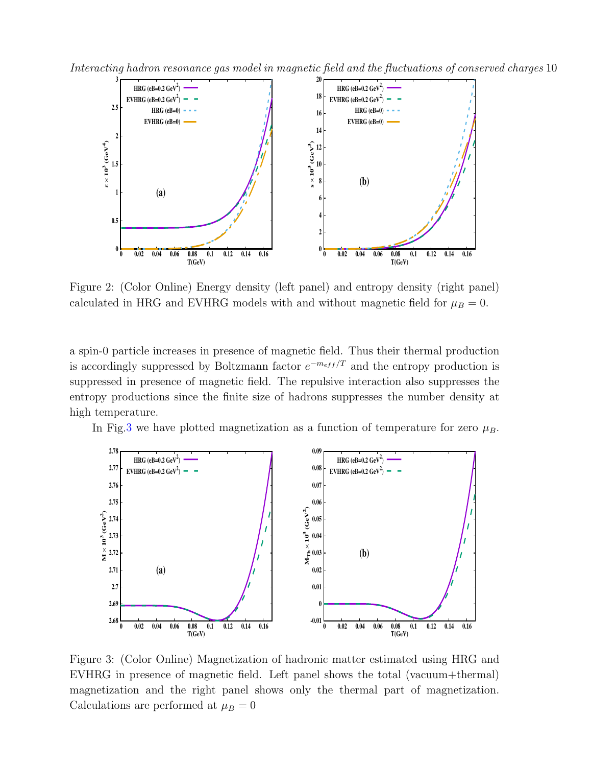Figure 2: (Color Online) Energy density (left panel) and entropy density (right panel) calculated in HRG and EVHRG models with and without magnetic field for $\mu_B = 0$.

a spin-0 particle increases in presence of magnetic field. Thus their thermal production is accordingly suppressed by Boltzmann factor $e^{-m_{eff}/T}$ and the entropy production is suppressed in presence of magnetic field. The repulsive interaction also suppresses the entropy productions since the finite size of hadrons suppresses the number density at high temperature.

In Fig.3 we have plotted magnetization as a function of temperature for zero $\mu_B$.

Figure 3: (Color Online) Magnetization of hadronic matter estimated using HRG and EVHRG in presence of magnetic field. Left panel shows the total (vacuum+thermal) magnetization and the right panel shows only the thermal part of magnetization. Calculations are performed at $\mu_B = 0$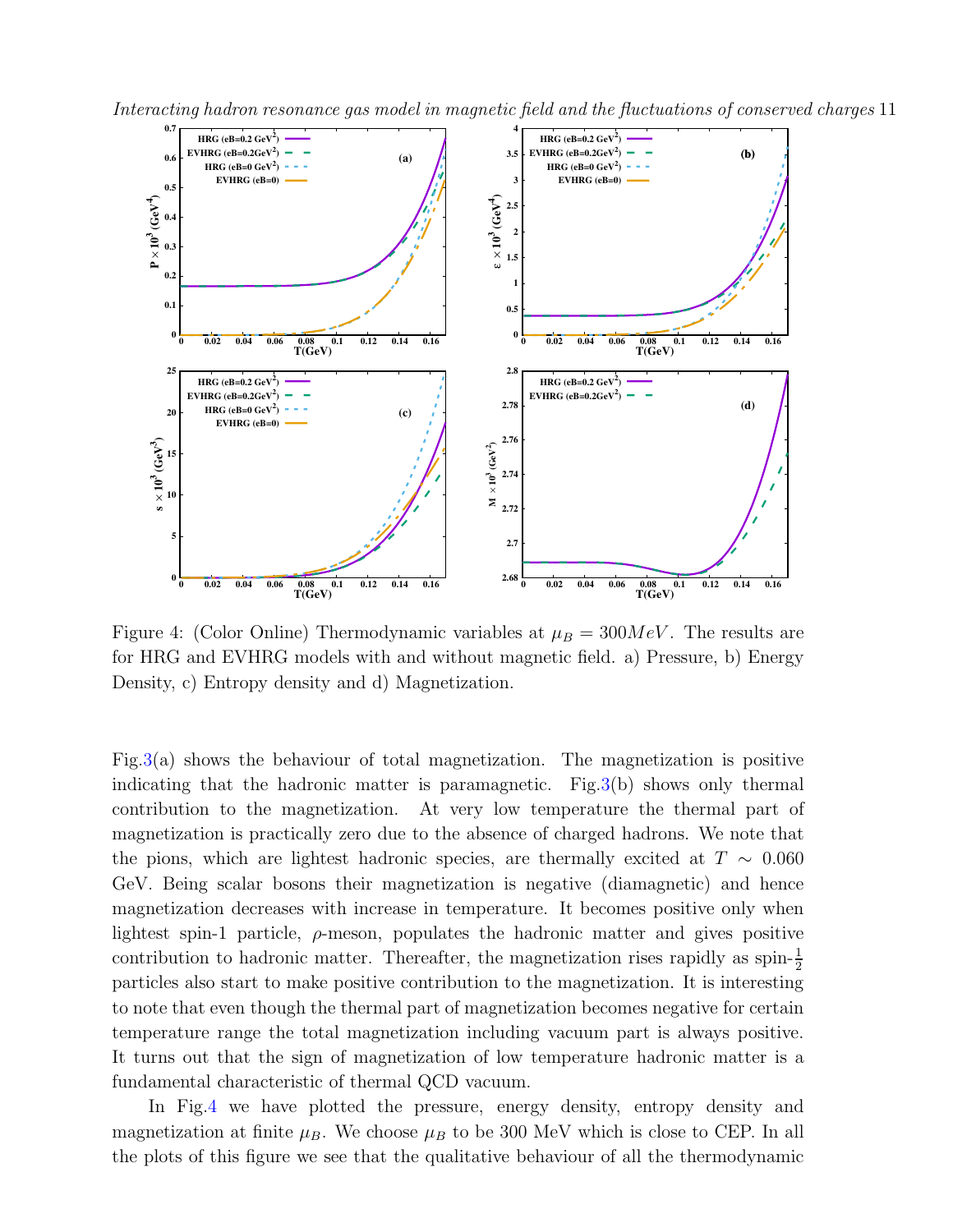Figure 4: (Color Online) Thermodynamic variables at $\mu_B = 300 MeV$. The results are for HRG and EVHRG models with and without magnetic field. a) Pressure, b) Energy Density, c) Entropy density and d) Magnetization.

Fig.3(a) shows the behaviour of total magnetization. The magnetization is positive indicating that the hadronic matter is paramagnetic. Fig.3(b) shows only thermal contribution to the magnetization. At very low temperature the thermal part of magnetization is practically zero due to the absence of charged hadrons. We note that the pions, which are lightest hadronic species, are thermally excited at $T \sim 0.060$ GeV. Being scalar bosons their magnetization is negative (diamagnetic) and hence magnetization decreases with increase in temperature. It becomes positive only when lightest spin-1 particle, $\rho$-meson, populates the hadronic matter and gives positive contribution to hadronic matter. Thereafter, the magnetization rises rapidly as spin-$\frac{1}{2}$ particles also start to make positive contribution to the magnetization. It is interesting to note that even though the thermal part of magnetization becomes negative for certain temperature range the total magnetization including vacuum part is always positive. It turns out that the sign of magnetization of low temperature hadronic matter is a fundamental characteristic of thermal QCD vacuum.

In Fig.4 we have plotted the pressure, energy density, entropy density and magnetization at finite $\mu_B$. We choose $\mu_B$ to be 300 MeV which is close to CEP. In all the plots of this figure we see that the qualitative behaviour of all the thermodynamic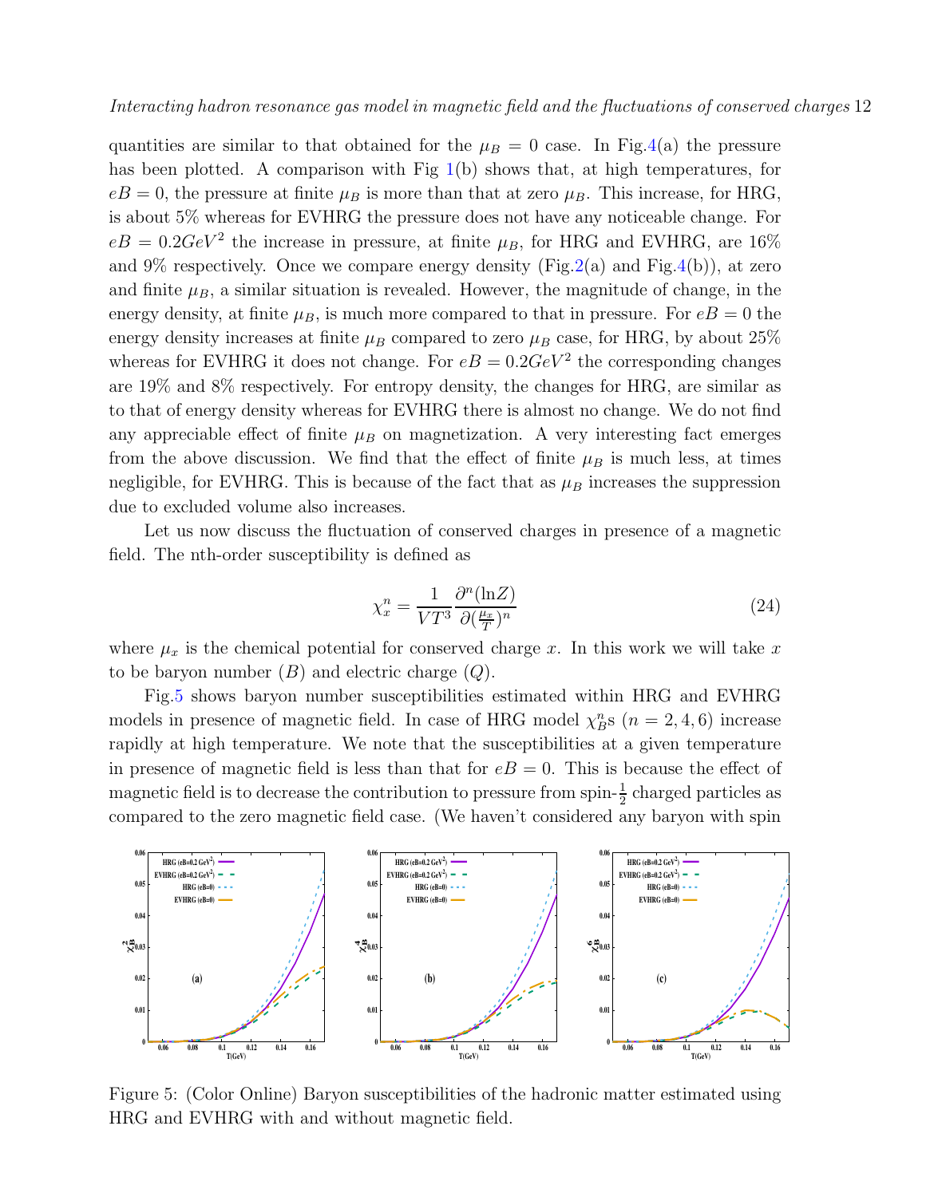quantities are similar to that obtained for the $\mu_B = 0$ case. In Fig.4(a) the pressure has been plotted. A comparison with Fig 1(b) shows that, at high temperatures, for $eB = 0$, the pressure at finite $\mu_B$ is more than that at zero $\mu_B$. This increase, for HRG, is about 5% whereas for EVHRG the pressure does not have any noticeable change. For $eB = 0.2GeV^2$ the increase in pressure, at finite $\mu_B$, for HRG and EVHRG, are 16% and 9% respectively. Once we compare energy density (Fig.2(a) and Fig.4(b)), at zero and finite $\mu_B$, a similar situation is revealed. However, the magnitude of change, in the energy density, at finite $\mu_B$, is much more compared to that in pressure. For $eB = 0$ the energy density increases at finite $\mu_B$ compared to zero $\mu_B$ case, for HRG, by about 25% whereas for EVHRG it does not change. For $eB = 0.2GeV^2$ the corresponding changes are 19% and 8% respectively. For entropy density, the changes for HRG, are similar as to that of energy density whereas for EVHRG there is almost no change. We do not find any appreciable effect of finite $\mu_B$ on magnetization. A very interesting fact emerges from the above discussion. We find that the effect of finite $\mu_B$ is much less, at times negligible, for EVHRG. This is because of the fact that as $\mu_B$ increases the suppression due to excluded volume also increases.

Let us now discuss the fluctuation of conserved charges in presence of a magnetic field. The nth-order susceptibility is defined as

$$\chi_x^n = \frac{1}{VT^3} \frac{\partial^n (\ln Z)}{\partial (\frac{\mu_x}{T})^n} \tag{24}$$

where $\mu_x$ is the chemical potential for conserved charge $x$. In this work we will take $x$ to be baryon number ($B$) and electric charge ($Q$).

Fig.5 shows baryon number susceptibilities estimated within HRG and EVHRG models in presence of magnetic field. In case of HRG model $\chi_B^n$s ($n = 2, 4, 6$) increase rapidly at high temperature. We note that the susceptibilities at a given temperature in presence of magnetic field is less than that for $eB = 0$. This is because the effect of magnetic field is to decrease the contribution to pressure from spin-$\frac{1}{2}$ charged particles as compared to the zero magnetic field case. (We haven't considered any baryon with spin

Figure 5: (Color Online) Baryon susceptibilities of the hadronic matter estimated using HRG and EVHRG with and without magnetic field.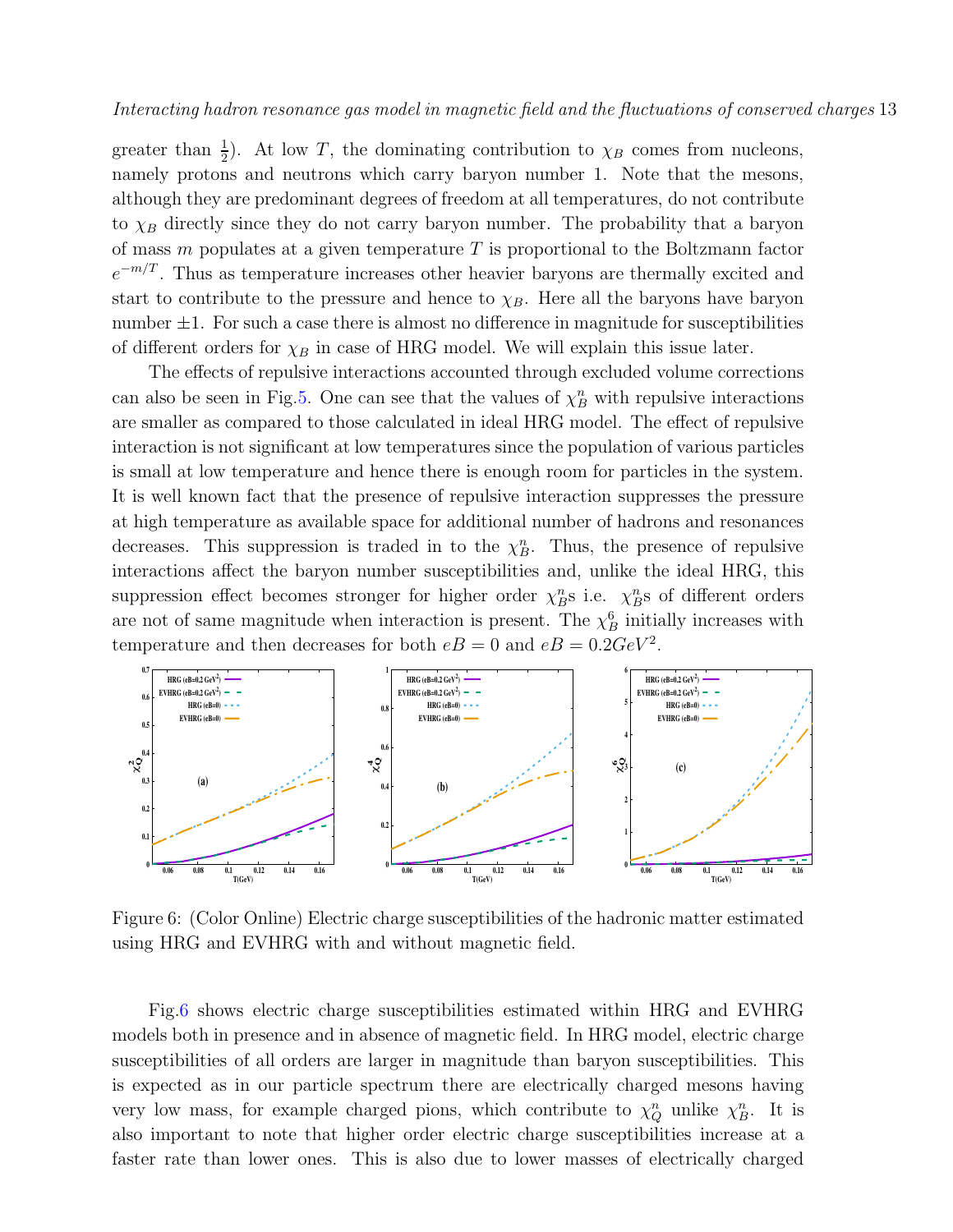greater than $\frac{1}{2}$). At low $T$, the dominating contribution to $\chi_B$ comes from nucleons, namely protons and neutrons which carry baryon number 1. Note that the mesons, although they are predominant degrees of freedom at all temperatures, do not contribute to $\chi_B$ directly since they do not carry baryon number. The probability that a baryon of mass $m$ populates at a given temperature $T$ is proportional to the Boltzmann factor $e^{-m/T}$. Thus as temperature increases other heavier baryons are thermally excited and start to contribute to the pressure and hence to $\chi_B$. Here all the baryons have baryon number $\pm 1$. For such a case there is almost no difference in magnitude for susceptibilities of different orders for $\chi_B$ in case of HRG model. We will explain this issue later.

The effects of repulsive interactions accounted through excluded volume corrections can also be seen in Fig.5. One can see that the values of $\chi_B^n$ with repulsive interactions are smaller as compared to those calculated in ideal HRG model. The effect of repulsive interaction is not significant at low temperatures since the population of various particles is small at low temperature and hence there is enough room for particles in the system. It is well known fact that the presence of repulsive interaction suppresses the pressure at high temperature as available space for additional number of hadrons and resonances decreases. This suppression is traded in to the $\chi_B^n$. Thus, the presence of repulsive interactions affect the baryon number susceptibilities and, unlike the ideal HRG, this suppression effect becomes stronger for higher order $\chi_B^n$s i.e. $\chi_B^n$s of different orders are not of same magnitude when interaction is present. The $\chi_B^6$ initially increases with temperature and then decreases for both $eB = 0$ and $eB = 0.2GeV^2$.

Figure 6: (Color Online) Electric charge susceptibilities of the hadronic matter estimated using HRG and EVHRG with and without magnetic field.

Fig.6 shows electric charge susceptibilities estimated within HRG and EVHRG models both in presence and in absence of magnetic field. In HRG model, electric charge susceptibilities of all orders are larger in magnitude than baryon susceptibilities. This is expected as in our particle spectrum there are electrically charged mesons having very low mass, for example charged pions, which contribute to $\chi_Q^n$ unlike $\chi_B^n$. It is also important to note that higher order electric charge susceptibilities increase at a faster rate than lower ones. This is also due to lower masses of electrically charged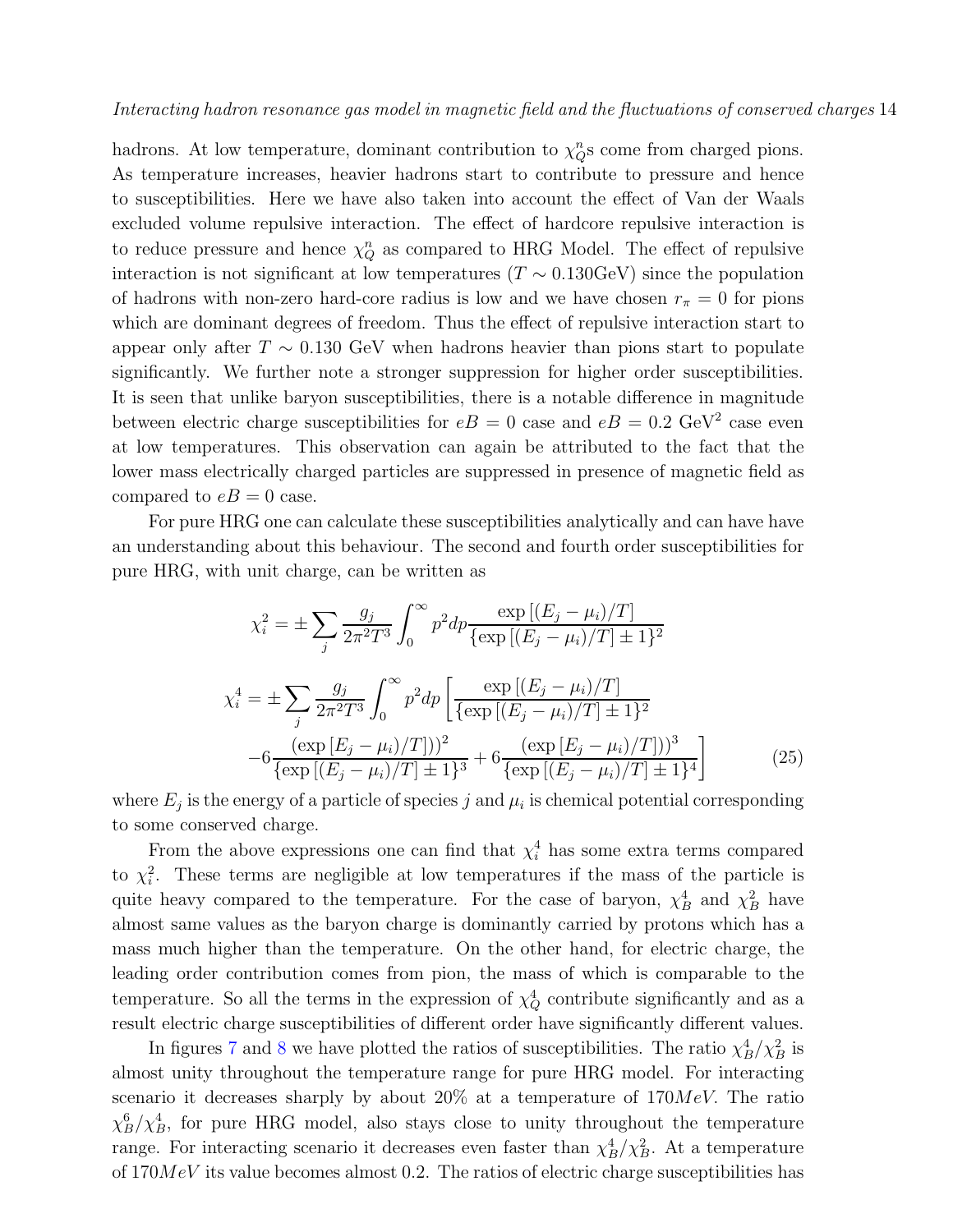hadrons. At low temperature, dominant contribution to $\chi_Q^n$s come from charged pions. As temperature increases, heavier hadrons start to contribute to pressure and hence to susceptibilities. Here we have also taken into account the effect of Van der Waals excluded volume repulsive interaction. The effect of hardcore repulsive interaction is to reduce pressure and hence $\chi_Q^n$ as compared to HRG Model. The effect of repulsive interaction is not significant at low temperatures ($T \sim 0.130$GeV) since the population of hadrons with non-zero hard-core radius is low and we have chosen $r_\pi = 0$ for pions which are dominant degrees of freedom. Thus the effect of repulsive interaction start to appear only after $T \sim 0.130$ GeV when hadrons heavier than pions start to populate significantly. We further note a stronger suppression for higher order susceptibilities. It is seen that unlike baryon susceptibilities, there is a notable difference in magnitude between electric charge susceptibilities for $eB = 0$ case and $eB = 0.2$ GeV$^2$ case even at low temperatures. This observation can again be attributed to the fact that the lower mass electrically charged particles are suppressed in presence of magnetic field as compared to $eB = 0$ case.

For pure HRG one can calculate these susceptibilities analytically and can have have an understanding about this behaviour. The second and fourth order susceptibilities for pure HRG, with unit charge, can be written as

$$\chi_i^2 = \pm \sum_j \frac{g_j}{2\pi^2 T^3} \int_0^\infty p^2 dp \frac{\exp\left[(E_j - \mu_i)/T\right]}{\{\exp\left[(E_j - \mu_i)/T\right] \pm 1\}^2}$$

$$\chi_i^4 = \pm \sum_j \frac{g_j}{2\pi^2 T^3} \int_0^\infty p^2 dp \left[ \frac{\exp\left[(E_j - \mu_i)/T\right]}{\{\exp\left[(E_j - \mu_i)/T\right] \pm 1\}^2} \right.$$
$$\left. - 6\frac{(\exp\left[E_j - \mu_i)/T\right]))^2}{\{\exp\left[(E_j - \mu_i)/T\right] \pm 1\}^3} + 6\frac{(\exp\left[E_j - \mu_i)/T\right]))^3}{\{\exp\left[(E_j - \mu_i)/T\right] \pm 1\}^4} \right] \qquad (25)$$

where $E_j$ is the energy of a particle of species $j$ and $\mu_i$ is chemical potential corresponding to some conserved charge.

From the above expressions one can find that $\chi_i^4$ has some extra terms compared to $\chi_i^2$. These terms are negligible at low temperatures if the mass of the particle is quite heavy compared to the temperature. For the case of baryon, $\chi_B^4$ and $\chi_B^2$ have almost same values as the baryon charge is dominantly carried by protons which has a mass much higher than the temperature. On the other hand, for electric charge, the leading order contribution comes from pion, the mass of which is comparable to the temperature. So all the terms in the expression of $\chi_Q^4$ contribute significantly and as a result electric charge susceptibilities of different order have significantly different values.

In figures 7 and 8 we have plotted the ratios of susceptibilities. The ratio $\chi_B^4/\chi_B^2$ is almost unity throughout the temperature range for pure HRG model. For interacting scenario it decreases sharply by about 20% at a temperature of $170MeV$. The ratio $\chi_B^6/\chi_B^4$, for pure HRG model, also stays close to unity throughout the temperature range. For interacting scenario it decreases even faster than $\chi_B^4/\chi_B^2$. At a temperature of $170MeV$ its value becomes almost 0.2. The ratios of electric charge susceptibilities has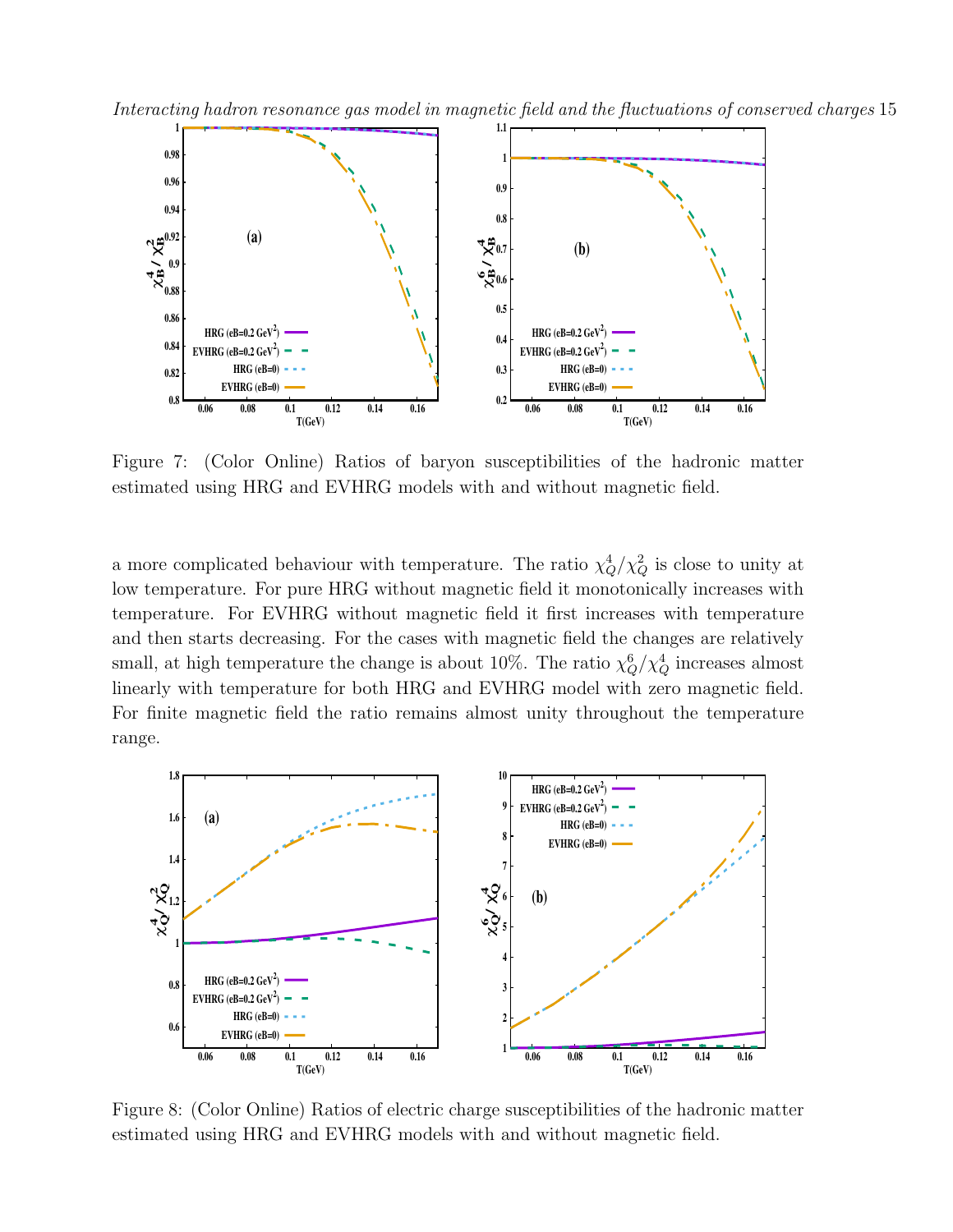Figure 7: (Color Online) Ratios of baryon susceptibilities of the hadronic matter estimated using HRG and EVHRG models with and without magnetic field.

a more complicated behaviour with temperature. The ratio $\chi_Q^4/\chi_Q^2$ is close to unity at low temperature. For pure HRG without magnetic field it monotonically increases with temperature. For EVHRG without magnetic field it first increases with temperature and then starts decreasing. For the cases with magnetic field the changes are relatively small, at high temperature the change is about 10%. The ratio $\chi_Q^6/\chi_Q^4$ increases almost linearly with temperature for both HRG and EVHRG model with zero magnetic field. For finite magnetic field the ratio remains almost unity throughout the temperature range.

Figure 8: (Color Online) Ratios of electric charge susceptibilities of the hadronic matter estimated using HRG and EVHRG models with and without magnetic field.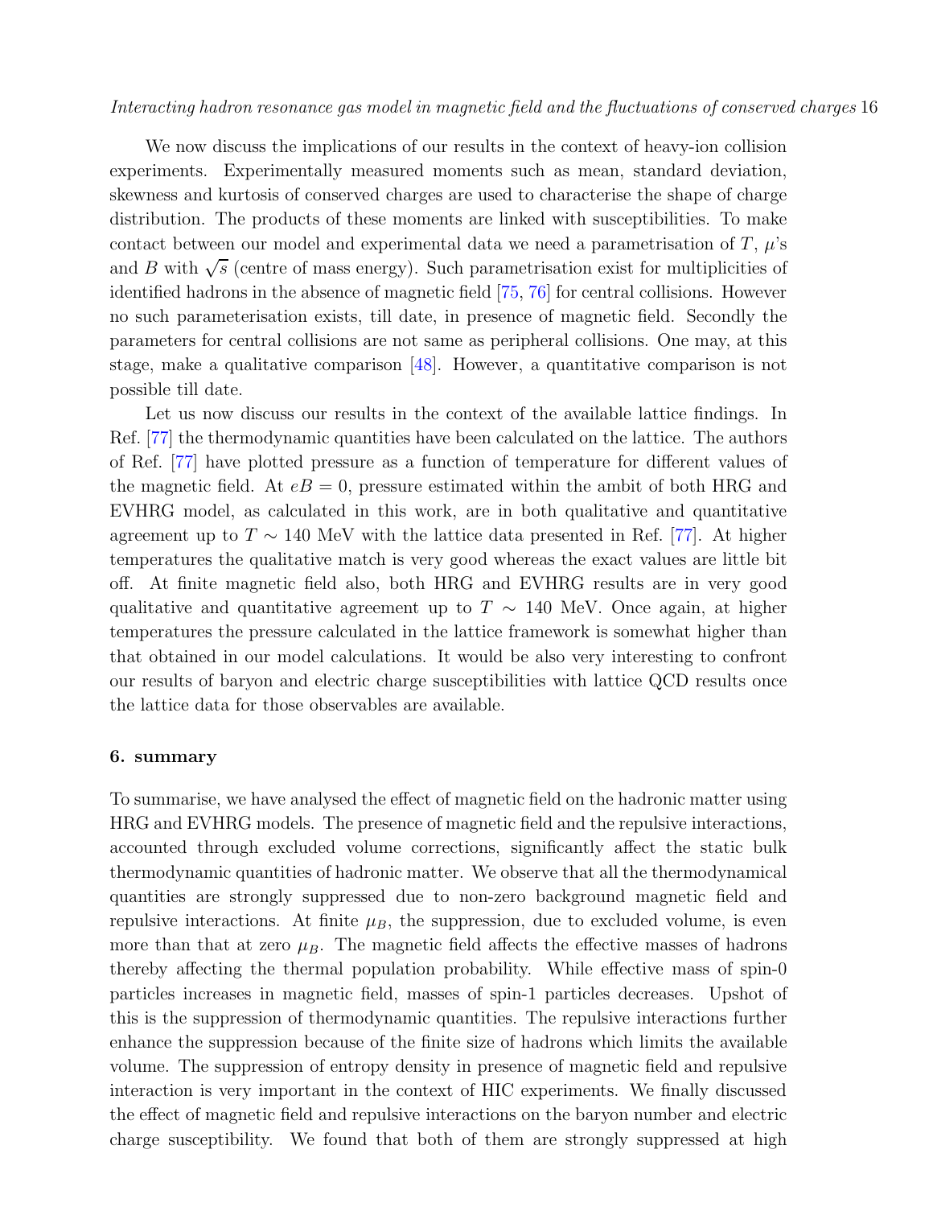We now discuss the implications of our results in the context of heavy-ion collision experiments. Experimentally measured moments such as mean, standard deviation, skewness and kurtosis of conserved charges are used to characterise the shape of charge distribution. The products of these moments are linked with susceptibilities. To make contact between our model and experimental data we need a parametrisation of $T$, $\mu$'s and $B$ with $\sqrt{s}$ (centre of mass energy). Such parametrisation exist for multiplicities of identified hadrons in the absence of magnetic field [75, 76] for central collisions. However no such parameterisation exists, till date, in presence of magnetic field. Secondly the parameters for central collisions are not same as peripheral collisions. One may, at this stage, make a qualitative comparison [48]. However, a quantitative comparison is not possible till date.

Let us now discuss our results in the context of the available lattice findings. In Ref. [77] the thermodynamic quantities have been calculated on the lattice. The authors of Ref. [77] have plotted pressure as a function of temperature for different values of the magnetic field. At $eB = 0$, pressure estimated within the ambit of both HRG and EVHRG model, as calculated in this work, are in both qualitative and quantitative agreement up to $T \sim 140$ MeV with the lattice data presented in Ref. [77]. At higher temperatures the qualitative match is very good whereas the exact values are little bit off. At finite magnetic field also, both HRG and EVHRG results are in very good qualitative and quantitative agreement up to $T \sim 140$ MeV. Once again, at higher temperatures the pressure calculated in the lattice framework is somewhat higher than that obtained in our model calculations. It would be also very interesting to confront our results of baryon and electric charge susceptibilities with lattice QCD results once the lattice data for those observables are available.

## 6. summary

To summarise, we have analysed the effect of magnetic field on the hadronic matter using HRG and EVHRG models. The presence of magnetic field and the repulsive interactions, accounted through excluded volume corrections, significantly affect the static bulk thermodynamic quantities of hadronic matter. We observe that all the thermodynamical quantities are strongly suppressed due to non-zero background magnetic field and repulsive interactions. At finite $\mu_B$, the suppression, due to excluded volume, is even more than that at zero $\mu_B$. The magnetic field affects the effective masses of hadrons thereby affecting the thermal population probability. While effective mass of spin-0 particles increases in magnetic field, masses of spin-1 particles decreases. Upshot of this is the suppression of thermodynamic quantities. The repulsive interactions further enhance the suppression because of the finite size of hadrons which limits the available volume. The suppression of entropy density in presence of magnetic field and repulsive interaction is very important in the context of HIC experiments. We finally discussed the effect of magnetic field and repulsive interactions on the baryon number and electric charge susceptibility. We found that both of them are strongly suppressed at high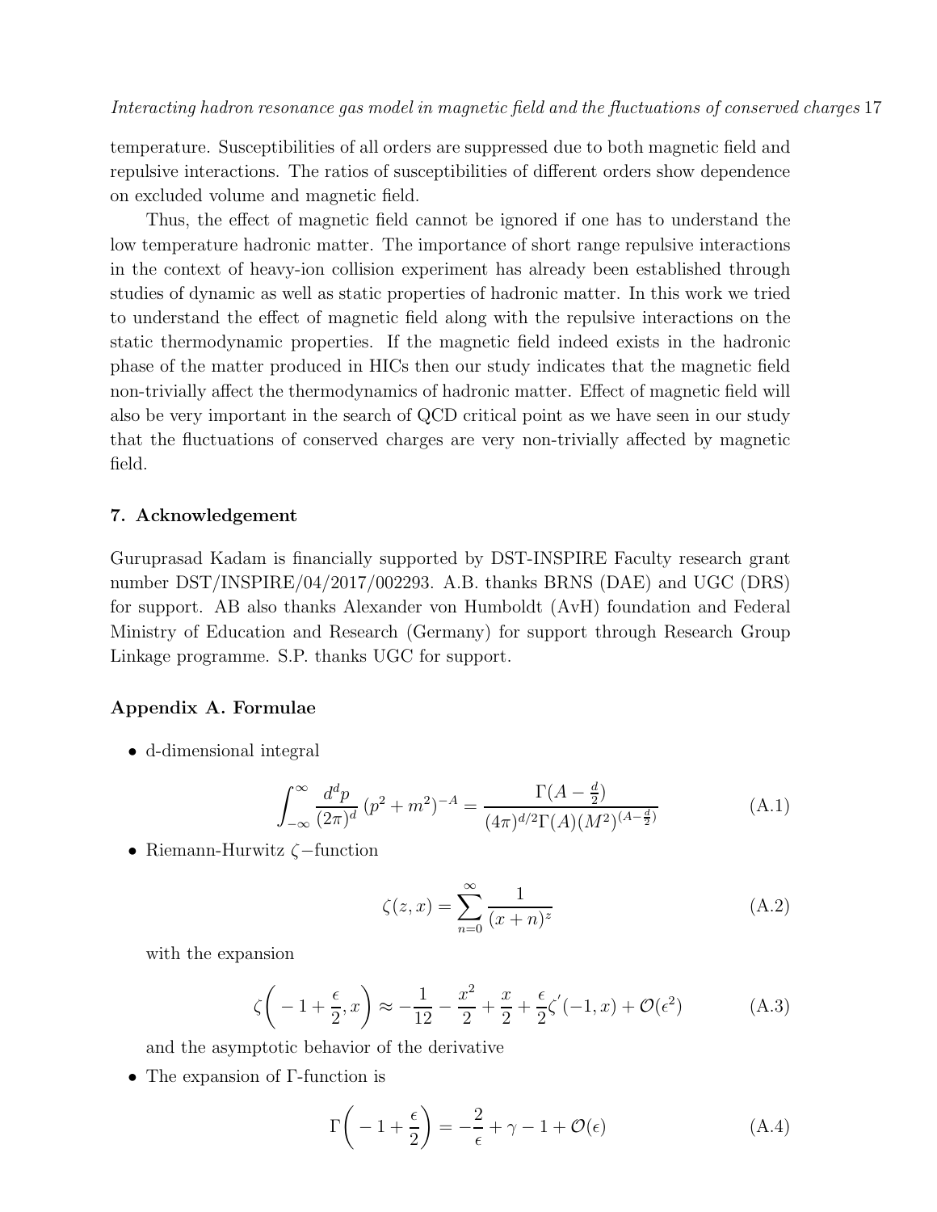temperature. Susceptibilities of all orders are suppressed due to both magnetic field and repulsive interactions. The ratios of susceptibilities of different orders show dependence on excluded volume and magnetic field.

Thus, the effect of magnetic field cannot be ignored if one has to understand the low temperature hadronic matter. The importance of short range repulsive interactions in the context of heavy-ion collision experiment has already been established through studies of dynamic as well as static properties of hadronic matter. In this work we tried to understand the effect of magnetic field along with the repulsive interactions on the static thermodynamic properties. If the magnetic field indeed exists in the hadronic phase of the matter produced in HICs then our study indicates that the magnetic field non-trivially affect the thermodynamics of hadronic matter. Effect of magnetic field will also be very important in the search of QCD critical point as we have seen in our study that the fluctuations of conserved charges are very non-trivially affected by magnetic field.

## 7. Acknowledgement

Guruprasad Kadam is financially supported by DST-INSPIRE Faculty research grant number DST/INSPIRE/04/2017/002293. A.B. thanks BRNS (DAE) and UGC (DRS) for support. AB also thanks Alexander von Humboldt (AvH) foundation and Federal Ministry of Education and Research (Germany) for support through Research Group Linkage programme. S.P. thanks UGC for support.

## Appendix A. Formulae

- d-dimensional integral

$$\int_{-\infty}^{\infty} \frac{d^d p}{(2\pi)^d} \, (p^2 + m^2)^{-A} = \frac{\Gamma(A - \frac{d}{2})}{(4\pi)^{d/2} \Gamma(A) (M^2)^{(A - \frac{d}{2})}} \tag{A.1}$$

- Riemann-Hurwitz $\zeta-$function

$$\zeta(z, x) = \sum_{n=0}^{\infty} \frac{1}{(x+n)^z} \tag{A.2}$$

with the expansion

$$\zeta\bigg(-1 + \frac{\epsilon}{2}, x\bigg) \approx -\frac{1}{12} - \frac{x^2}{2} + \frac{x}{2} + \frac{\epsilon}{2}\zeta^{'}(-1, x) + \mathcal{O}(\epsilon^2) \tag{A.3}$$

and the asymptotic behavior of the derivative

- The expansion of $\Gamma$-function is

$$\Gamma\bigg(-1 + \frac{\epsilon}{2}\bigg) = -\frac{2}{\epsilon} + \gamma - 1 + \mathcal{O}(\epsilon) \tag{A.4}$$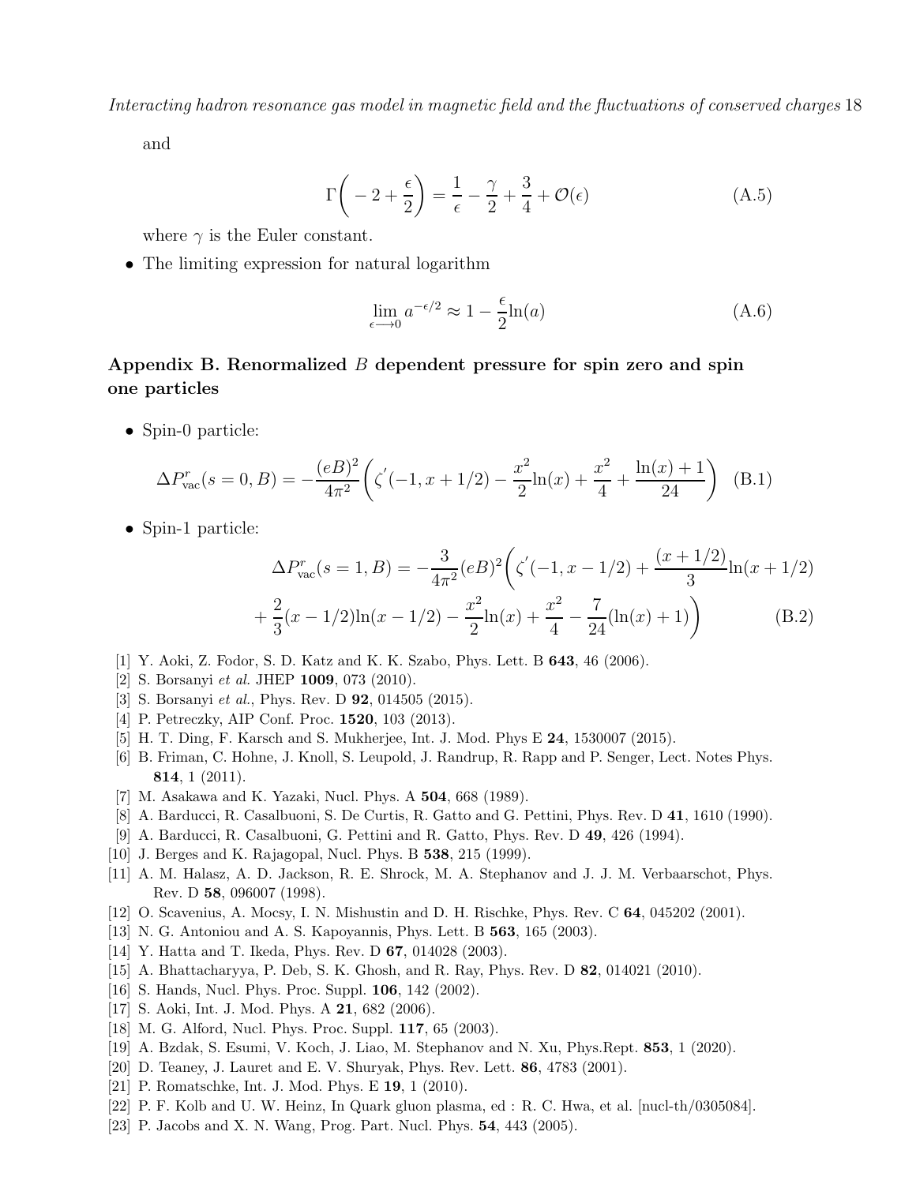and

$$\Gamma\left(-2+\frac{\epsilon}{2}\right)=\frac{1}{\epsilon}-\frac{\gamma}{2}+\frac{3}{4}+\mathcal{O}(\epsilon) \tag{A.5}$$

where $\gamma$ is the Euler constant.

- The limiting expression for natural logarithm

$$\lim_{\epsilon\longrightarrow 0} a^{-\epsilon/2}\approx 1-\frac{\epsilon}{2}\ln(a) \tag{A.6}$$

## Appendix B. Renormalized $B$ dependent pressure for spin zero and spin one particles

- Spin-0 particle:

$$\Delta P^{r}_{\rm vac}(s=0,B)=-\frac{(eB)^2}{4\pi^2}\left(\zeta^{'}(-1,x+1/2)-\frac{x^2}{2}\ln(x)+\frac{x^2}{4}+\frac{\ln(x)+1}{24}\right) \tag{B.1}$$

- Spin-1 particle:

$$\begin{aligned}\Delta P^{r}_{\rm vac}(s=1,B)=-\frac{3}{4\pi^2}(eB)^2\bigg(&\zeta^{'}(-1,x-1/2)+\frac{(x+1/2)}{3}\ln(x+1/2)\\ &+\frac{2}{3}(x-1/2)\ln(x-1/2)-\frac{x^2}{2}\ln(x)+\frac{x^2}{4}-\frac{7}{24}(\ln(x)+1)\bigg)\end{aligned} \tag{B.2}$$

[1] Y. Aoki, Z. Fodor, S. D. Katz and K. K. Szabo, Phys. Lett. B **643**, 46 (2006).
[2] S. Borsanyi *et al.* JHEP **1009**, 073 (2010).
[3] S. Borsanyi *et al.*, Phys. Rev. D **92**, 014505 (2015).
[4] P. Petreczky, AIP Conf. Proc. **1520**, 103 (2013).
[5] H. T. Ding, F. Karsch and S. Mukherjee, Int. J. Mod. Phys E **24**, 1530007 (2015).
[6] B. Friman, C. Hohne, J. Knoll, S. Leupold, J. Randrup, R. Rapp and P. Senger, Lect. Notes Phys. **814**, 1 (2011).
[7] M. Asakawa and K. Yazaki, Nucl. Phys. A **504**, 668 (1989).
[8] A. Barducci, R. Casalbuoni, S. De Curtis, R. Gatto and G. Pettini, Phys. Rev. D **41**, 1610 (1990).
[9] A. Barducci, R. Casalbuoni, G. Pettini and R. Gatto, Phys. Rev. D **49**, 426 (1994).
[10] J. Berges and K. Rajagopal, Nucl. Phys. B **538**, 215 (1999).
[11] A. M. Halasz, A. D. Jackson, R. E. Shrock, M. A. Stephanov and J. J. M. Verbaarschot, Phys. Rev. D **58**, 096007 (1998).
[12] O. Scavenius, A. Mocsy, I. N. Mishustin and D. H. Rischke, Phys. Rev. C **64**, 045202 (2001).
[13] N. G. Antoniou and A. S. Kapoyannis, Phys. Lett. B **563**, 165 (2003).
[14] Y. Hatta and T. Ikeda, Phys. Rev. D **67**, 014028 (2003).
[15] A. Bhattacharyya, P. Deb, S. K. Ghosh, and R. Ray, Phys. Rev. D **82**, 014021 (2010).
[16] S. Hands, Nucl. Phys. Proc. Suppl. **106**, 142 (2002).
[17] S. Aoki, Int. J. Mod. Phys. A **21**, 682 (2006).
[18] M. G. Alford, Nucl. Phys. Proc. Suppl. **117**, 65 (2003).
[19] A. Bzdak, S. Esumi, V. Koch, J. Liao, M. Stephanov and N. Xu, Phys.Rept. **853**, 1 (2020).
[20] D. Teaney, J. Lauret and E. V. Shuryak, Phys. Rev. Lett. **86**, 4783 (2001).
[21] P. Romatschke, Int. J. Mod. Phys. E **19**, 1 (2010).
[22] P. F. Kolb and U. W. Heinz, In Quark gluon plasma, ed : R. C. Hwa, et al. [nucl-th/0305084].
[23] P. Jacobs and X. N. Wang, Prog. Part. Nucl. Phys. **54**, 443 (2005).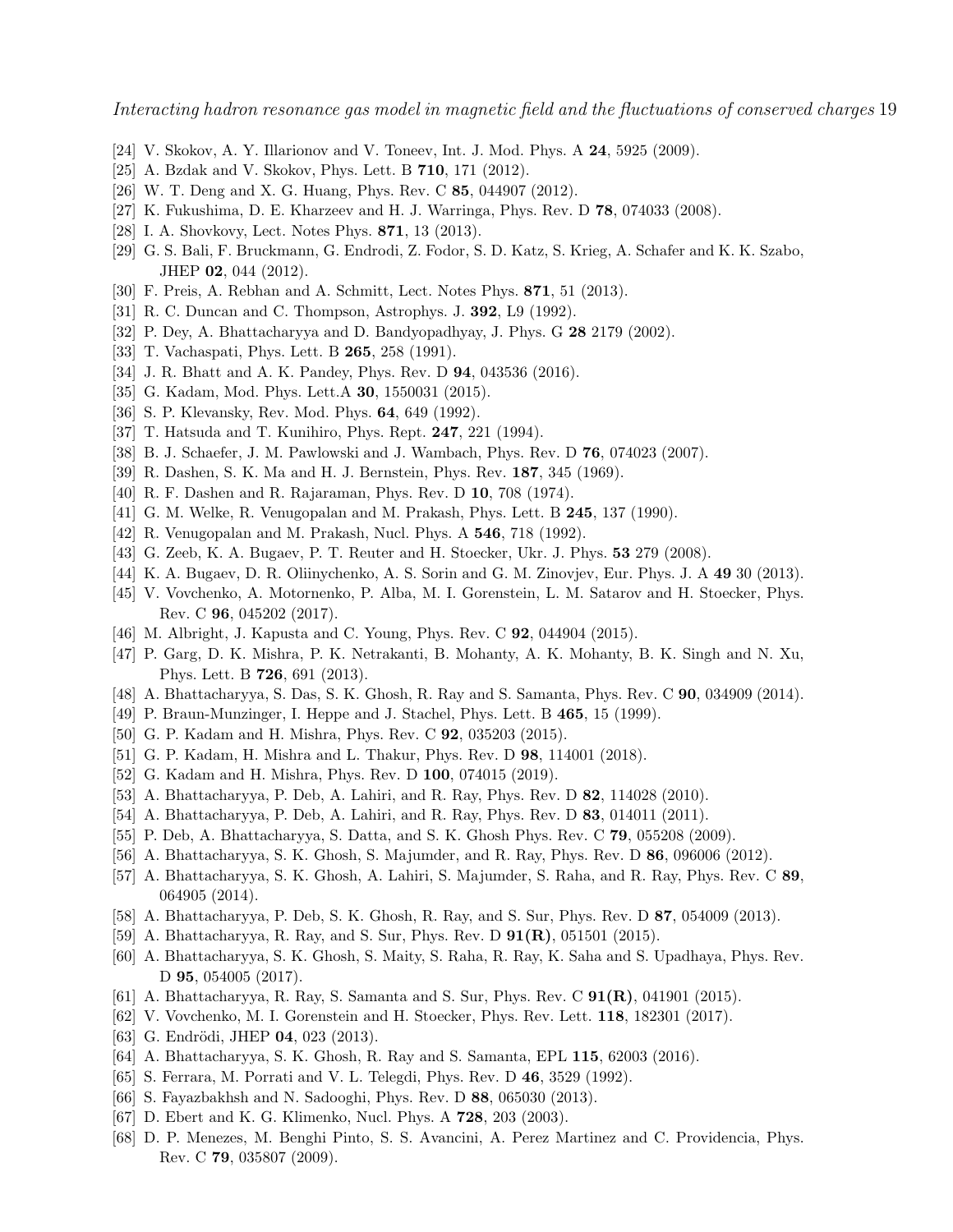[24] V. Skokov, A. Y. Illarionov and V. Toneev, Int. J. Mod. Phys. A **24**, 5925 (2009).

[25] A. Bzdak and V. Skokov, Phys. Lett. B **710**, 171 (2012).

[26] W. T. Deng and X. G. Huang, Phys. Rev. C **85**, 044907 (2012).

[27] K. Fukushima, D. E. Kharzeev and H. J. Warringa, Phys. Rev. D **78**, 074033 (2008).

[28] I. A. Shovkovy, Lect. Notes Phys. **871**, 13 (2013).

[29] G. S. Bali, F. Bruckmann, G. Endrodi, Z. Fodor, S. D. Katz, S. Krieg, A. Schafer and K. K. Szabo, JHEP **02**, 044 (2012).

[30] F. Preis, A. Rebhan and A. Schmitt, Lect. Notes Phys. **871**, 51 (2013).

[31] R. C. Duncan and C. Thompson, Astrophys. J. **392**, L9 (1992).

[32] P. Dey, A. Bhattacharyya and D. Bandyopadhyay, J. Phys. G **28** 2179 (2002).

[33] T. Vachaspati, Phys. Lett. B **265**, 258 (1991).

[34] J. R. Bhatt and A. K. Pandey, Phys. Rev. D **94**, 043536 (2016).

[35] G. Kadam, Mod. Phys. Lett.A **30**, 1550031 (2015).

[36] S. P. Klevansky, Rev. Mod. Phys. **64**, 649 (1992).

[37] T. Hatsuda and T. Kunihiro, Phys. Rept. **247**, 221 (1994).

[38] B. J. Schaefer, J. M. Pawlowski and J. Wambach, Phys. Rev. D **76**, 074023 (2007).

[39] R. Dashen, S. K. Ma and H. J. Bernstein, Phys. Rev. **187**, 345 (1969).

[40] R. F. Dashen and R. Rajaraman, Phys. Rev. D **10**, 708 (1974).

[41] G. M. Welke, R. Venugopalan and M. Prakash, Phys. Lett. B **245**, 137 (1990).

[42] R. Venugopalan and M. Prakash, Nucl. Phys. A **546**, 718 (1992).

[43] G. Zeeb, K. A. Bugaev, P. T. Reuter and H. Stoecker, Ukr. J. Phys. **53** 279 (2008).

[44] K. A. Bugaev, D. R. Oliinychenko, A. S. Sorin and G. M. Zinovjev, Eur. Phys. J. A **49** 30 (2013).

[45] V. Vovchenko, A. Motornenko, P. Alba, M. I. Gorenstein, L. M. Satarov and H. Stoecker, Phys. Rev. C **96**, 045202 (2017).

[46] M. Albright, J. Kapusta and C. Young, Phys. Rev. C **92**, 044904 (2015).

[47] P. Garg, D. K. Mishra, P. K. Netrakanti, B. Mohanty, A. K. Mohanty, B. K. Singh and N. Xu, Phys. Lett. B **726**, 691 (2013).

[48] A. Bhattacharyya, S. Das, S. K. Ghosh, R. Ray and S. Samanta, Phys. Rev. C **90**, 034909 (2014).

[49] P. Braun-Munzinger, I. Heppe and J. Stachel, Phys. Lett. B **465**, 15 (1999).

[50] G. P. Kadam and H. Mishra, Phys. Rev. C **92**, 035203 (2015).

[51] G. P. Kadam, H. Mishra and L. Thakur, Phys. Rev. D **98**, 114001 (2018).

[52] G. Kadam and H. Mishra, Phys. Rev. D **100**, 074015 (2019).

[53] A. Bhattacharyya, P. Deb, A. Lahiri, and R. Ray, Phys. Rev. D **82**, 114028 (2010).

[54] A. Bhattacharyya, P. Deb, A. Lahiri, and R. Ray, Phys. Rev. D **83**, 014011 (2011).

[55] P. Deb, A. Bhattacharyya, S. Datta, and S. K. Ghosh Phys. Rev. C **79**, 055208 (2009).

[56] A. Bhattacharyya, S. K. Ghosh, S. Majumder, and R. Ray, Phys. Rev. D **86**, 096006 (2012).

[57] A. Bhattacharyya, S. K. Ghosh, A. Lahiri, S. Majumder, S. Raha, and R. Ray, Phys. Rev. C **89**, 064905 (2014).

[58] A. Bhattacharyya, P. Deb, S. K. Ghosh, R. Ray, and S. Sur, Phys. Rev. D **87**, 054009 (2013).

[59] A. Bhattacharyya, R. Ray, and S. Sur, Phys. Rev. D **91(R)**, 051501 (2015).

[60] A. Bhattacharyya, S. K. Ghosh, S. Maity, S. Raha, R. Ray, K. Saha and S. Upadhaya, Phys. Rev. D **95**, 054005 (2017).

[61] A. Bhattacharyya, R. Ray, S. Samanta and S. Sur, Phys. Rev. C **91(R)**, 041901 (2015).

[62] V. Vovchenko, M. I. Gorenstein and H. Stoecker, Phys. Rev. Lett. **118**, 182301 (2017).

[63] G. Endrödi, JHEP **04**, 023 (2013).

[64] A. Bhattacharyya, S. K. Ghosh, R. Ray and S. Samanta, EPL **115**, 62003 (2016).

[65] S. Ferrara, M. Porrati and V. L. Telegdi, Phys. Rev. D **46**, 3529 (1992).

[66] S. Fayazbakhsh and N. Sadooghi, Phys. Rev. D **88**, 065030 (2013).

[67] D. Ebert and K. G. Klimenko, Nucl. Phys. A **728**, 203 (2003).

[68] D. P. Menezes, M. Benghi Pinto, S. S. Avancini, A. Perez Martinez and C. Providencia, Phys. Rev. C **79**, 035807 (2009).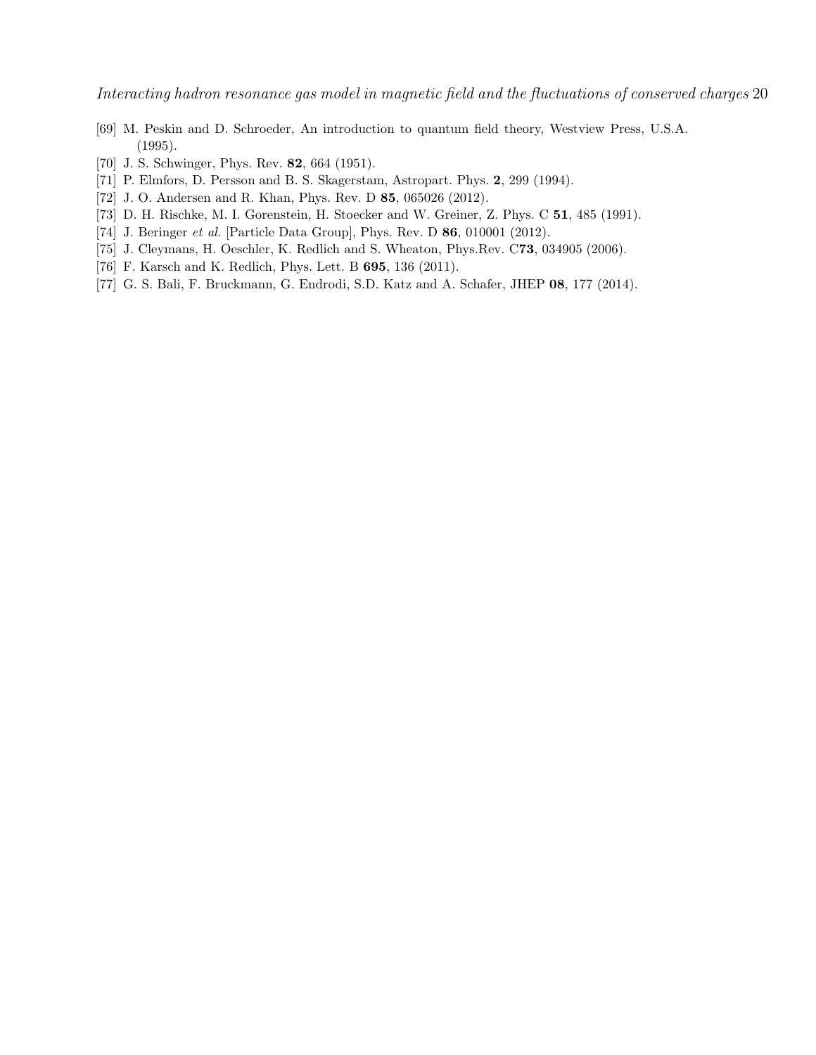[69] M. Peskin and D. Schroeder, An introduction to quantum field theory, Westview Press, U.S.A. (1995).

[70] J. S. Schwinger, Phys. Rev. **82**, 664 (1951).

[71] P. Elmfors, D. Persson and B. S. Skagerstam, Astropart. Phys. **2**, 299 (1994).

[72] J. O. Andersen and R. Khan, Phys. Rev. D **85**, 065026 (2012).

[73] D. H. Rischke, M. I. Gorenstein, H. Stoecker and W. Greiner, Z. Phys. C **51**, 485 (1991).

[74] J. Beringer *et al.* [Particle Data Group], Phys. Rev. D **86**, 010001 (2012).

[75] J. Cleymans, H. Oeschler, K. Redlich and S. Wheaton, Phys.Rev. C**73**, 034905 (2006).

[76] F. Karsch and K. Redlich, Phys. Lett. B **695**, 136 (2011).

[77] G. S. Bali, F. Bruckmann, G. Endrodi, S.D. Katz and A. Schafer, JHEP **08**, 177 (2014).